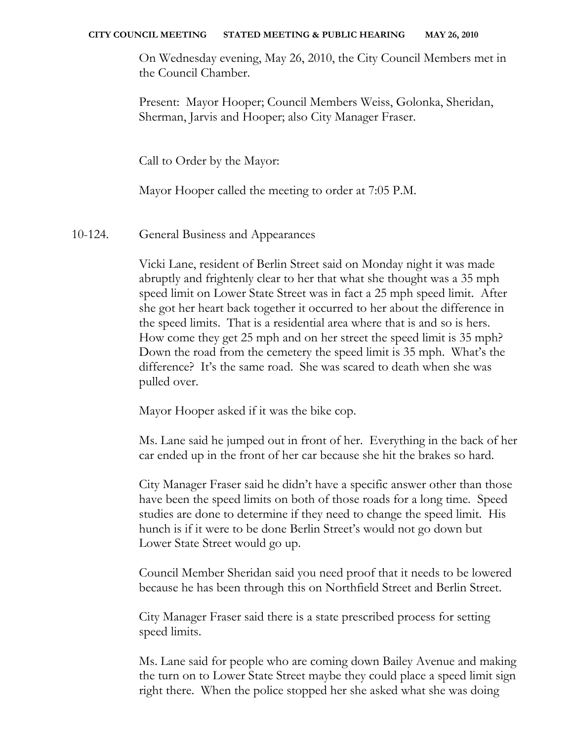On Wednesday evening, May 26, 2010, the City Council Members met in the Council Chamber.

Present: Mayor Hooper; Council Members Weiss, Golonka, Sheridan, Sherman, Jarvis and Hooper; also City Manager Fraser.

Call to Order by the Mayor:

Mayor Hooper called the meeting to order at 7:05 P.M.

10-124. General Business and Appearances

Vicki Lane, resident of Berlin Street said on Monday night it was made abruptly and frightenly clear to her that what she thought was a 35 mph speed limit on Lower State Street was in fact a 25 mph speed limit. After she got her heart back together it occurred to her about the difference in the speed limits. That is a residential area where that is and so is hers. How come they get 25 mph and on her street the speed limit is 35 mph? Down the road from the cemetery the speed limit is 35 mph. What's the difference? It's the same road. She was scared to death when she was pulled over.

Mayor Hooper asked if it was the bike cop.

Ms. Lane said he jumped out in front of her. Everything in the back of her car ended up in the front of her car because she hit the brakes so hard.

City Manager Fraser said he didn't have a specific answer other than those have been the speed limits on both of those roads for a long time. Speed studies are done to determine if they need to change the speed limit. His hunch is if it were to be done Berlin Street's would not go down but Lower State Street would go up.

Council Member Sheridan said you need proof that it needs to be lowered because he has been through this on Northfield Street and Berlin Street.

City Manager Fraser said there is a state prescribed process for setting speed limits.

Ms. Lane said for people who are coming down Bailey Avenue and making the turn on to Lower State Street maybe they could place a speed limit sign right there. When the police stopped her she asked what she was doing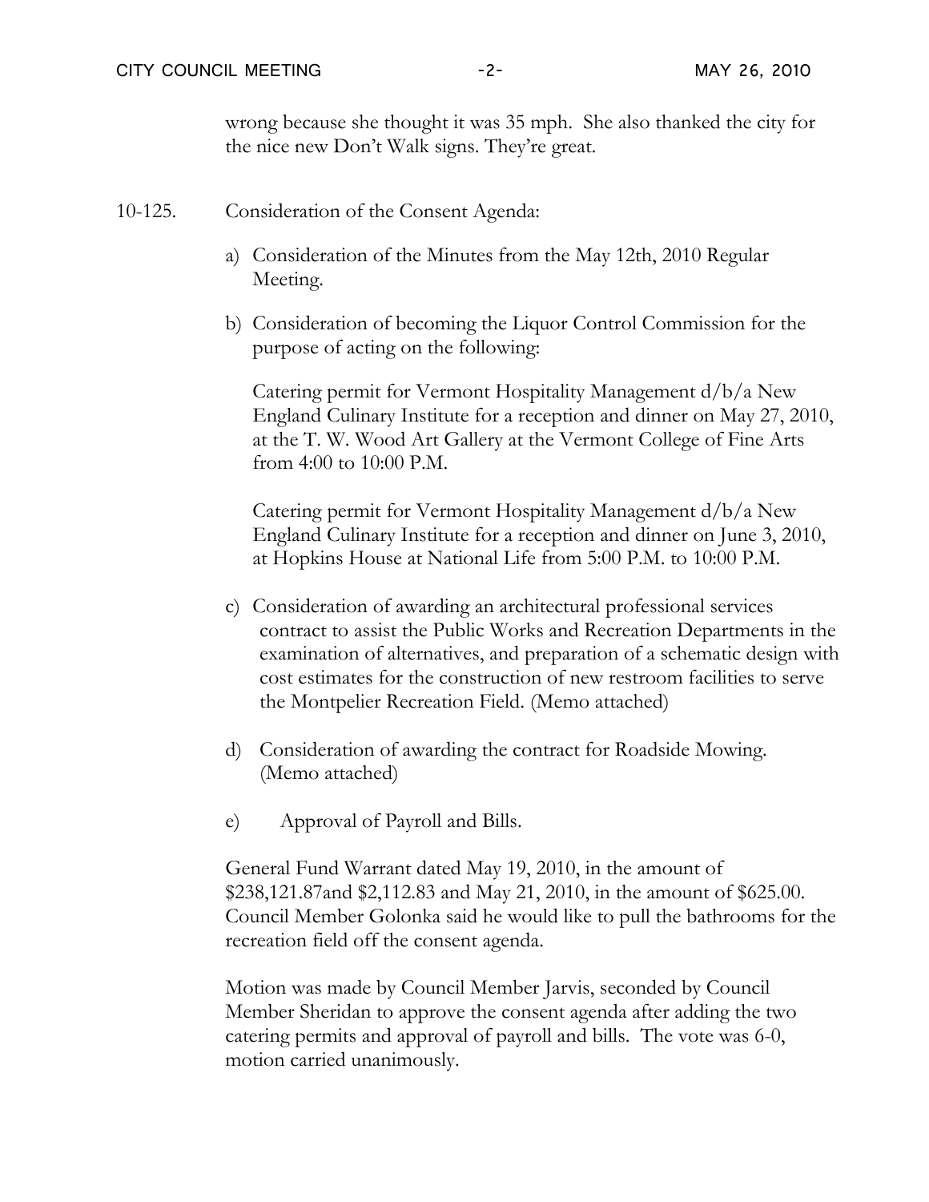wrong because she thought it was 35 mph. She also thanked the city for the nice new Don't Walk signs. They're great.

10-125. Consideration of the Consent Agenda:

a) Consideration of the Minutes from the May 12th, 2010 Regular Meeting.

b) Consideration of becoming the Liquor Control Commission for the purpose of acting on the following:

   Catering permit for Vermont Hospitality Management d/b/a New England Culinary Institute for a reception and dinner on May 27, 2010, at the T. W. Wood Art Gallery at the Vermont College of Fine Arts from 4:00 to 10:00 P.M.

   Catering permit for Vermont Hospitality Management d/b/a New England Culinary Institute for a reception and dinner on June 3, 2010, at Hopkins House at National Life from 5:00 P.M. to 10:00 P.M.

c) Consideration of awarding an architectural professional services contract to assist the Public Works and Recreation Departments in the examination of alternatives, and preparation of a schematic design with cost estimates for the construction of new restroom facilities to serve the Montpelier Recreation Field. (Memo attached)

d) Consideration of awarding the contract for Roadside Mowing. (Memo attached)

e) Approval of Payroll and Bills.

General Fund Warrant dated May 19, 2010, in the amount of $238,121.87and $2,112.83 and May 21, 2010, in the amount of $625.00. Council Member Golonka said he would like to pull the bathrooms for the recreation field off the consent agenda.

Motion was made by Council Member Jarvis, seconded by Council Member Sheridan to approve the consent agenda after adding the two catering permits and approval of payroll and bills. The vote was 6-0, motion carried unanimously.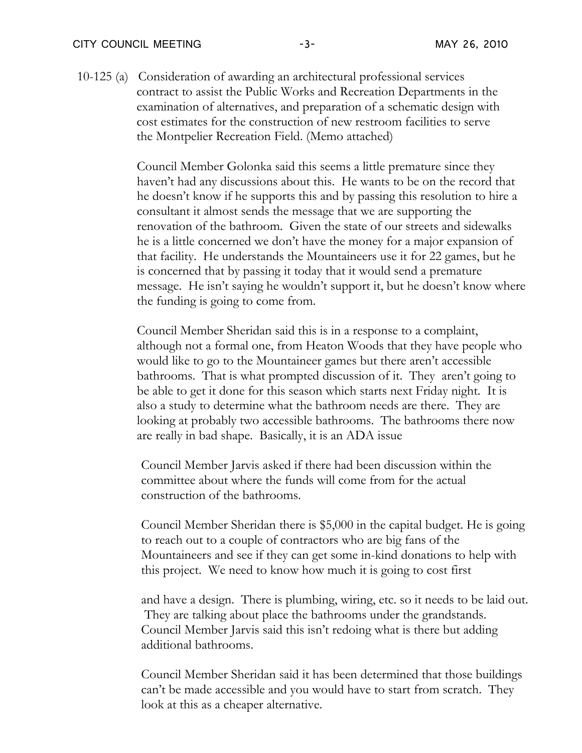10-125 (a) Consideration of awarding an architectural professional services contract to assist the Public Works and Recreation Departments in the examination of alternatives, and preparation of a schematic design with cost estimates for the construction of new restroom facilities to serve the Montpelier Recreation Field. (Memo attached)

Council Member Golonka said this seems a little premature since they haven't had any discussions about this. He wants to be on the record that he doesn't know if he supports this and by passing this resolution to hire a consultant it almost sends the message that we are supporting the renovation of the bathroom. Given the state of our streets and sidewalks he is a little concerned we don't have the money for a major expansion of that facility. He understands the Mountaineers use it for 22 games, but he is concerned that by passing it today that it would send a premature message. He isn't saying he wouldn't support it, but he doesn't know where the funding is going to come from.

Council Member Sheridan said this is in a response to a complaint, although not a formal one, from Heaton Woods that they have people who would like to go to the Mountaineer games but there aren't accessible bathrooms. That is what prompted discussion of it. They aren't going to be able to get it done for this season which starts next Friday night. It is also a study to determine what the bathroom needs are there. They are looking at probably two accessible bathrooms. The bathrooms there now are really in bad shape. Basically, it is an ADA issue

Council Member Jarvis asked if there had been discussion within the committee about where the funds will come from for the actual construction of the bathrooms.

Council Member Sheridan there is $5,000 in the capital budget. He is going to reach out to a couple of contractors who are big fans of the Mountaineers and see if they can get some in-kind donations to help with this project. We need to know how much it is going to cost first

and have a design. There is plumbing, wiring, etc. so it needs to be laid out. They are talking about place the bathrooms under the grandstands. Council Member Jarvis said this isn't redoing what is there but adding additional bathrooms.

Council Member Sheridan said it has been determined that those buildings can't be made accessible and you would have to start from scratch. They look at this as a cheaper alternative.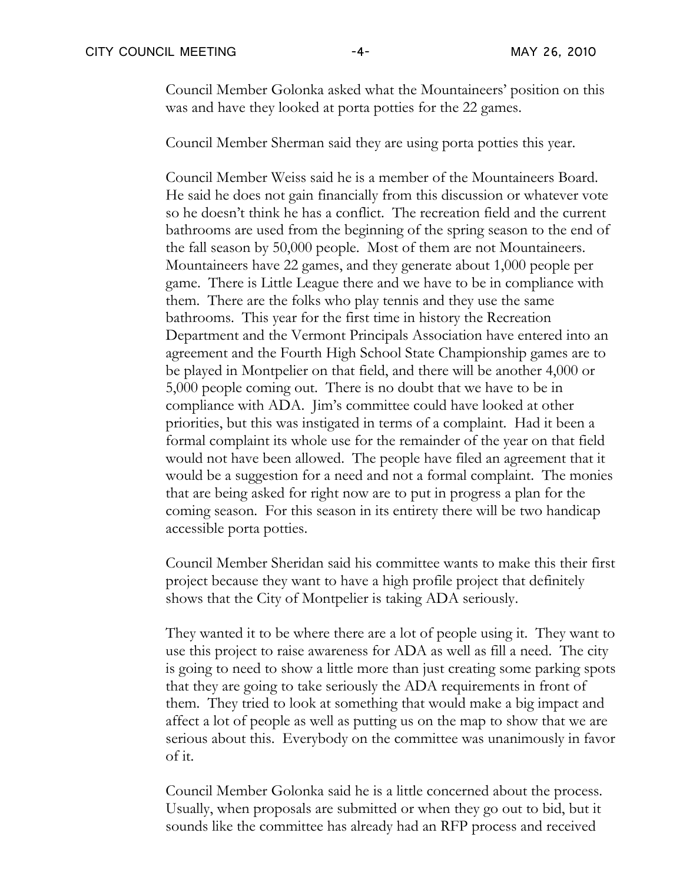Council Member Golonka asked what the Mountaineers' position on this was and have they looked at porta potties for the 22 games.

Council Member Sherman said they are using porta potties this year.

Council Member Weiss said he is a member of the Mountaineers Board. He said he does not gain financially from this discussion or whatever vote so he doesn't think he has a conflict. The recreation field and the current bathrooms are used from the beginning of the spring season to the end of the fall season by 50,000 people. Most of them are not Mountaineers. Mountaineers have 22 games, and they generate about 1,000 people per game. There is Little League there and we have to be in compliance with them. There are the folks who play tennis and they use the same bathrooms. This year for the first time in history the Recreation Department and the Vermont Principals Association have entered into an agreement and the Fourth High School State Championship games are to be played in Montpelier on that field, and there will be another 4,000 or 5,000 people coming out. There is no doubt that we have to be in compliance with ADA. Jim's committee could have looked at other priorities, but this was instigated in terms of a complaint. Had it been a formal complaint its whole use for the remainder of the year on that field would not have been allowed. The people have filed an agreement that it would be a suggestion for a need and not a formal complaint. The monies that are being asked for right now are to put in progress a plan for the coming season. For this season in its entirety there will be two handicap accessible porta potties.

Council Member Sheridan said his committee wants to make this their first project because they want to have a high profile project that definitely shows that the City of Montpelier is taking ADA seriously.

They wanted it to be where there are a lot of people using it. They want to use this project to raise awareness for ADA as well as fill a need. The city is going to need to show a little more than just creating some parking spots that they are going to take seriously the ADA requirements in front of them. They tried to look at something that would make a big impact and affect a lot of people as well as putting us on the map to show that we are serious about this. Everybody on the committee was unanimously in favor of it.

Council Member Golonka said he is a little concerned about the process. Usually, when proposals are submitted or when they go out to bid, but it sounds like the committee has already had an RFP process and received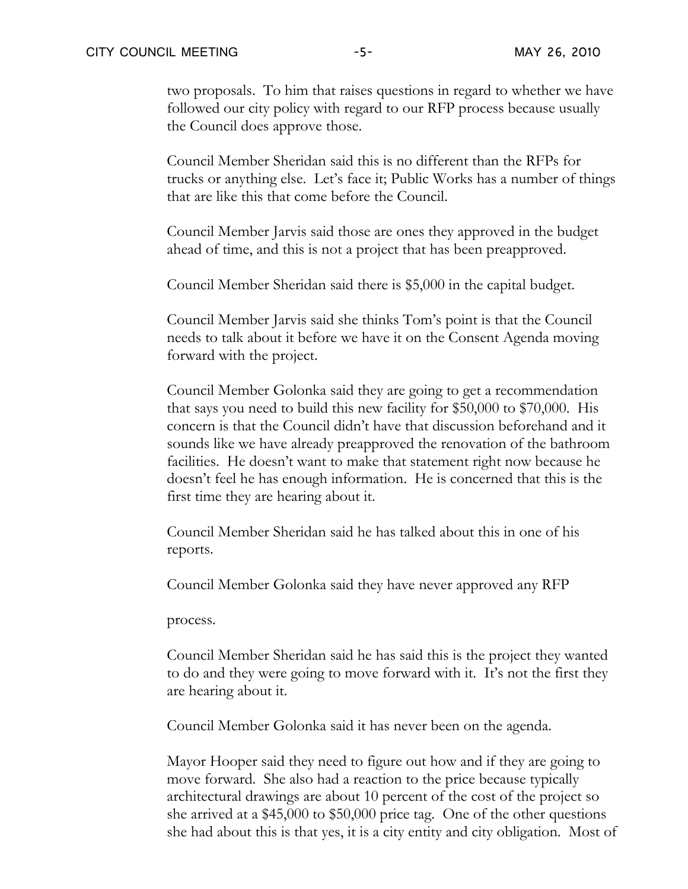two proposals. To him that raises questions in regard to whether we have followed our city policy with regard to our RFP process because usually the Council does approve those.

Council Member Sheridan said this is no different than the RFPs for trucks or anything else. Let's face it; Public Works has a number of things that are like this that come before the Council.

Council Member Jarvis said those are ones they approved in the budget ahead of time, and this is not a project that has been preapproved.

Council Member Sheridan said there is $5,000 in the capital budget.

Council Member Jarvis said she thinks Tom's point is that the Council needs to talk about it before we have it on the Consent Agenda moving forward with the project.

Council Member Golonka said they are going to get a recommendation that says you need to build this new facility for $50,000 to $70,000. His concern is that the Council didn't have that discussion beforehand and it sounds like we have already preapproved the renovation of the bathroom facilities. He doesn't want to make that statement right now because he doesn't feel he has enough information. He is concerned that this is the first time they are hearing about it.

Council Member Sheridan said he has talked about this in one of his reports.

Council Member Golonka said they have never approved any RFP

process.

Council Member Sheridan said he has said this is the project they wanted to do and they were going to move forward with it. It's not the first they are hearing about it.

Council Member Golonka said it has never been on the agenda.

Mayor Hooper said they need to figure out how and if they are going to move forward. She also had a reaction to the price because typically architectural drawings are about 10 percent of the cost of the project so she arrived at a $45,000 to $50,000 price tag. One of the other questions she had about this is that yes, it is a city entity and city obligation. Most of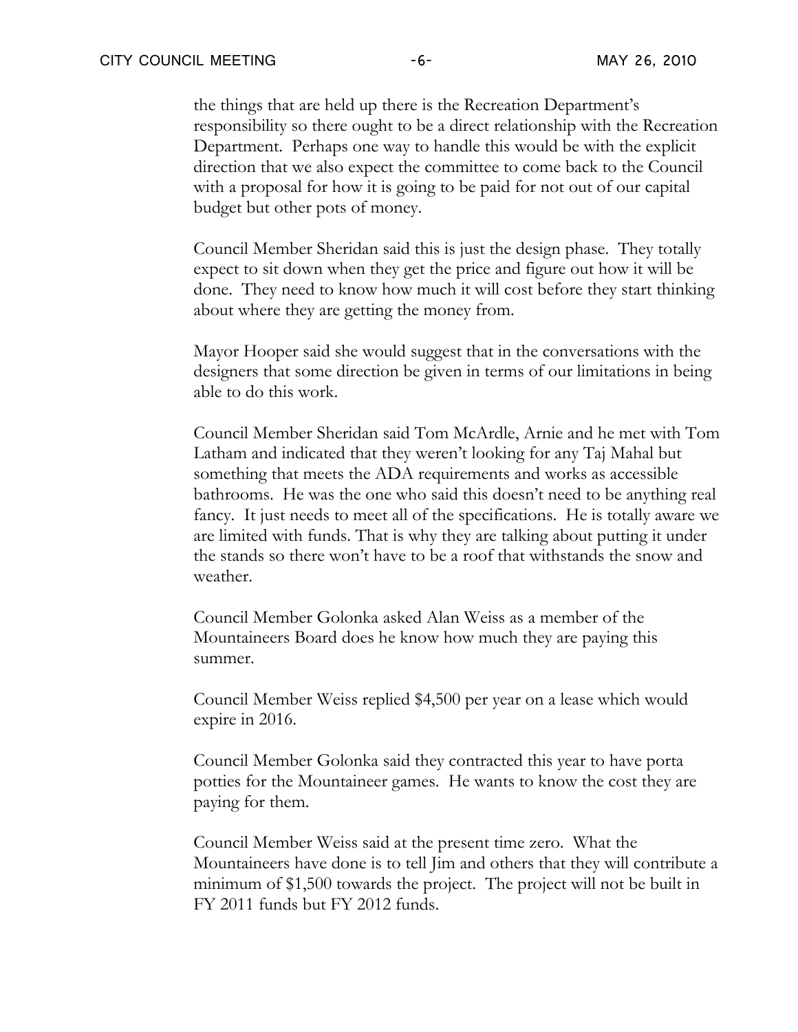the things that are held up there is the Recreation Department's responsibility so there ought to be a direct relationship with the Recreation Department. Perhaps one way to handle this would be with the explicit direction that we also expect the committee to come back to the Council with a proposal for how it is going to be paid for not out of our capital budget but other pots of money.

Council Member Sheridan said this is just the design phase. They totally expect to sit down when they get the price and figure out how it will be done. They need to know how much it will cost before they start thinking about where they are getting the money from.

Mayor Hooper said she would suggest that in the conversations with the designers that some direction be given in terms of our limitations in being able to do this work.

Council Member Sheridan said Tom McArdle, Arnie and he met with Tom Latham and indicated that they weren't looking for any Taj Mahal but something that meets the ADA requirements and works as accessible bathrooms. He was the one who said this doesn't need to be anything real fancy. It just needs to meet all of the specifications. He is totally aware we are limited with funds. That is why they are talking about putting it under the stands so there won't have to be a roof that withstands the snow and weather.

Council Member Golonka asked Alan Weiss as a member of the Mountaineers Board does he know how much they are paying this summer.

Council Member Weiss replied $4,500 per year on a lease which would expire in 2016.

Council Member Golonka said they contracted this year to have porta potties for the Mountaineer games. He wants to know the cost they are paying for them.

Council Member Weiss said at the present time zero. What the Mountaineers have done is to tell Jim and others that they will contribute a minimum of $1,500 towards the project. The project will not be built in FY 2011 funds but FY 2012 funds.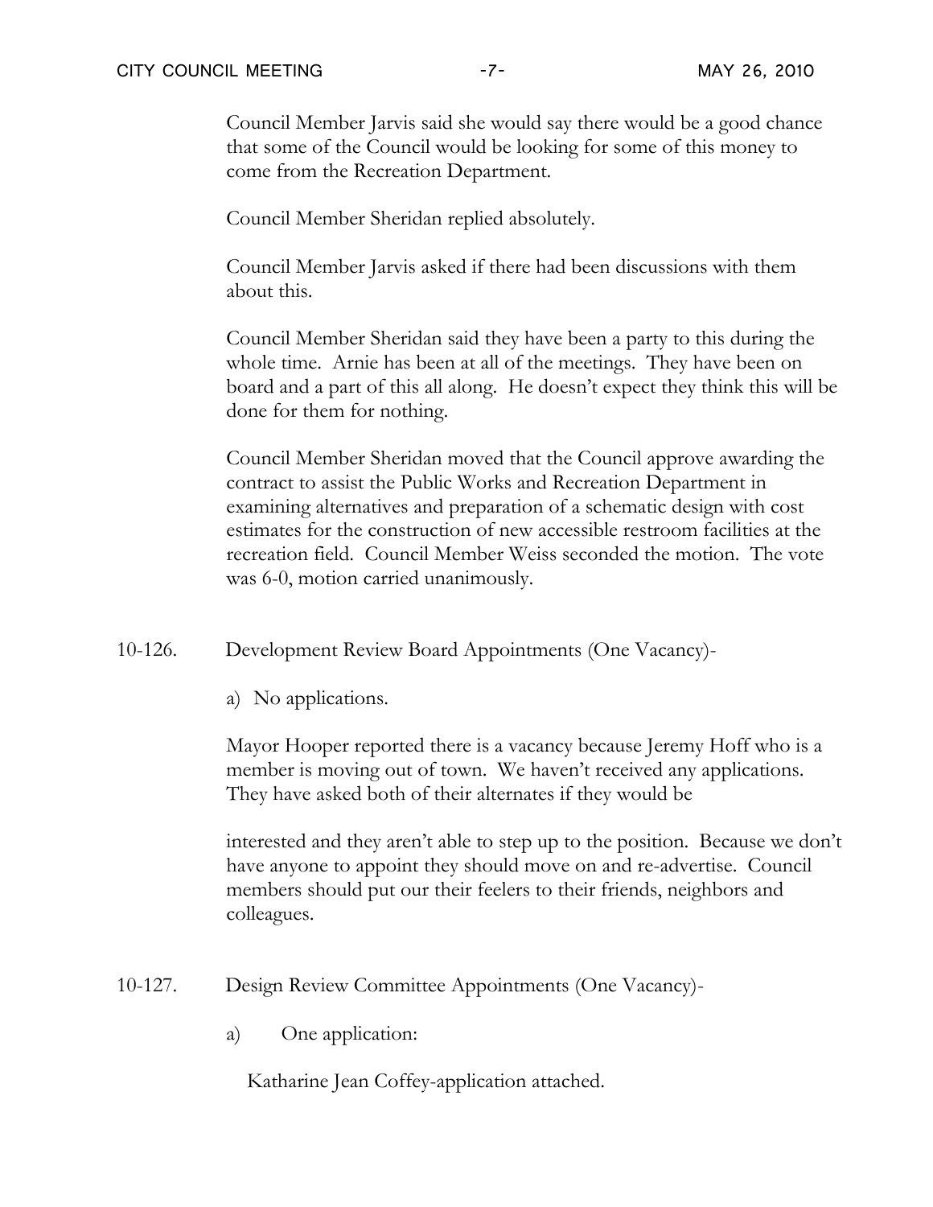Council Member Jarvis said she would say there would be a good chance that some of the Council would be looking for some of this money to come from the Recreation Department.

Council Member Sheridan replied absolutely.

Council Member Jarvis asked if there had been discussions with them about this.

Council Member Sheridan said they have been a party to this during the whole time. Arnie has been at all of the meetings. They have been on board and a part of this all along. He doesn't expect they think this will be done for them for nothing.

Council Member Sheridan moved that the Council approve awarding the contract to assist the Public Works and Recreation Department in examining alternatives and preparation of a schematic design with cost estimates for the construction of new accessible restroom facilities at the recreation field. Council Member Weiss seconded the motion. The vote was 6-0, motion carried unanimously.

10-126. Development Review Board Appointments (One Vacancy)-

a) No applications.

Mayor Hooper reported there is a vacancy because Jeremy Hoff who is a member is moving out of town. We haven't received any applications. They have asked both of their alternates if they would be

interested and they aren't able to step up to the position. Because we don't have anyone to appoint they should move on and re-advertise. Council members should put our their feelers to their friends, neighbors and colleagues.

10-127. Design Review Committee Appointments (One Vacancy)-

a) One application:

Katharine Jean Coffey-application attached.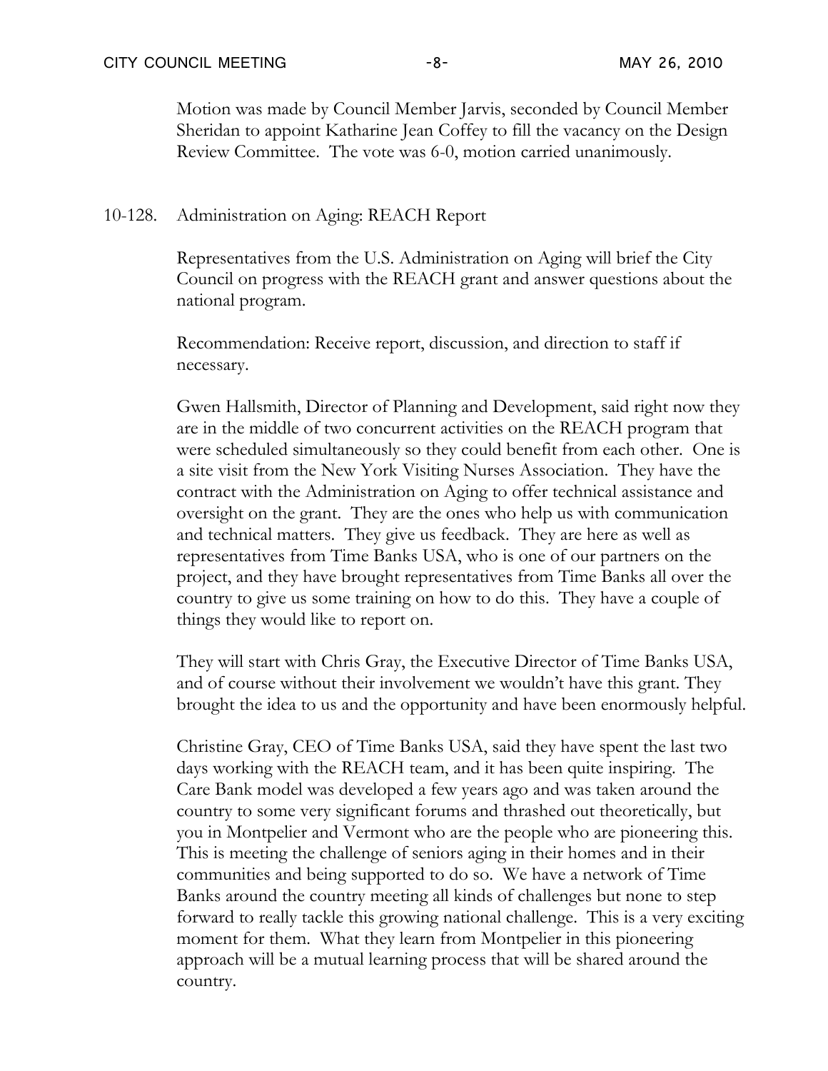Motion was made by Council Member Jarvis, seconded by Council Member Sheridan to appoint Katharine Jean Coffey to fill the vacancy on the Design Review Committee. The vote was 6-0, motion carried unanimously.

10-128. Administration on Aging: REACH Report

Representatives from the U.S. Administration on Aging will brief the City Council on progress with the REACH grant and answer questions about the national program.

Recommendation: Receive report, discussion, and direction to staff if necessary.

Gwen Hallsmith, Director of Planning and Development, said right now they are in the middle of two concurrent activities on the REACH program that were scheduled simultaneously so they could benefit from each other. One is a site visit from the New York Visiting Nurses Association. They have the contract with the Administration on Aging to offer technical assistance and oversight on the grant. They are the ones who help us with communication and technical matters. They give us feedback. They are here as well as representatives from Time Banks USA, who is one of our partners on the project, and they have brought representatives from Time Banks all over the country to give us some training on how to do this. They have a couple of things they would like to report on.

They will start with Chris Gray, the Executive Director of Time Banks USA, and of course without their involvement we wouldn't have this grant. They brought the idea to us and the opportunity and have been enormously helpful.

Christine Gray, CEO of Time Banks USA, said they have spent the last two days working with the REACH team, and it has been quite inspiring. The Care Bank model was developed a few years ago and was taken around the country to some very significant forums and thrashed out theoretically, but you in Montpelier and Vermont who are the people who are pioneering this. This is meeting the challenge of seniors aging in their homes and in their communities and being supported to do so. We have a network of Time Banks around the country meeting all kinds of challenges but none to step forward to really tackle this growing national challenge. This is a very exciting moment for them. What they learn from Montpelier in this pioneering approach will be a mutual learning process that will be shared around the country.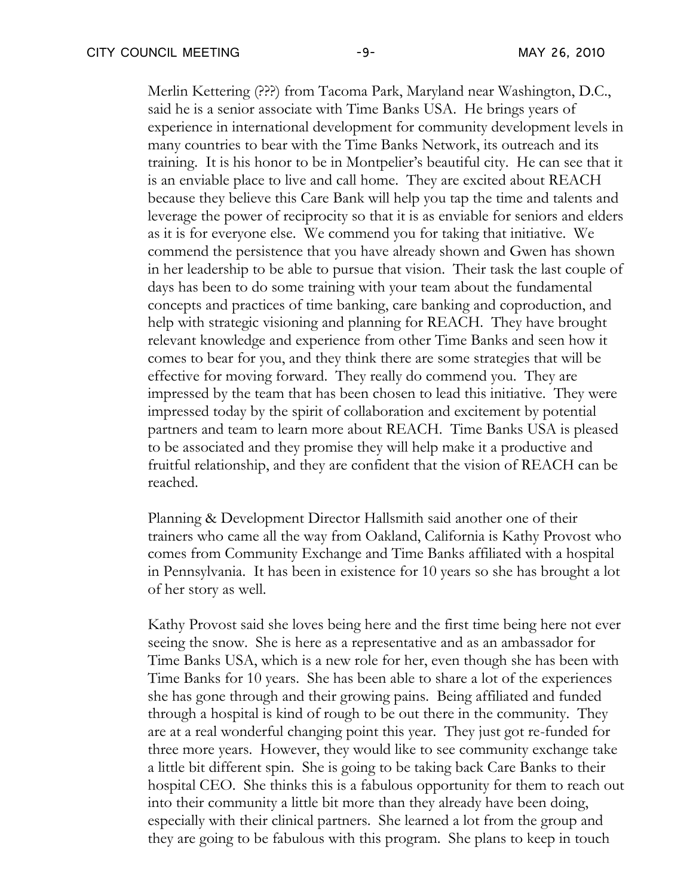Merlin Kettering (???) from Tacoma Park, Maryland near Washington, D.C., said he is a senior associate with Time Banks USA. He brings years of experience in international development for community development levels in many countries to bear with the Time Banks Network, its outreach and its training. It is his honor to be in Montpelier's beautiful city. He can see that it is an enviable place to live and call home. They are excited about REACH because they believe this Care Bank will help you tap the time and talents and leverage the power of reciprocity so that it is as enviable for seniors and elders as it is for everyone else. We commend you for taking that initiative. We commend the persistence that you have already shown and Gwen has shown in her leadership to be able to pursue that vision. Their task the last couple of days has been to do some training with your team about the fundamental concepts and practices of time banking, care banking and coproduction, and help with strategic visioning and planning for REACH. They have brought relevant knowledge and experience from other Time Banks and seen how it comes to bear for you, and they think there are some strategies that will be effective for moving forward. They really do commend you. They are impressed by the team that has been chosen to lead this initiative. They were impressed today by the spirit of collaboration and excitement by potential partners and team to learn more about REACH. Time Banks USA is pleased to be associated and they promise they will help make it a productive and fruitful relationship, and they are confident that the vision of REACH can be reached.

Planning & Development Director Hallsmith said another one of their trainers who came all the way from Oakland, California is Kathy Provost who comes from Community Exchange and Time Banks affiliated with a hospital in Pennsylvania. It has been in existence for 10 years so she has brought a lot of her story as well.

Kathy Provost said she loves being here and the first time being here not ever seeing the snow. She is here as a representative and as an ambassador for Time Banks USA, which is a new role for her, even though she has been with Time Banks for 10 years. She has been able to share a lot of the experiences she has gone through and their growing pains. Being affiliated and funded through a hospital is kind of rough to be out there in the community. They are at a real wonderful changing point this year. They just got re-funded for three more years. However, they would like to see community exchange take a little bit different spin. She is going to be taking back Care Banks to their hospital CEO. She thinks this is a fabulous opportunity for them to reach out into their community a little bit more than they already have been doing, especially with their clinical partners. She learned a lot from the group and they are going to be fabulous with this program. She plans to keep in touch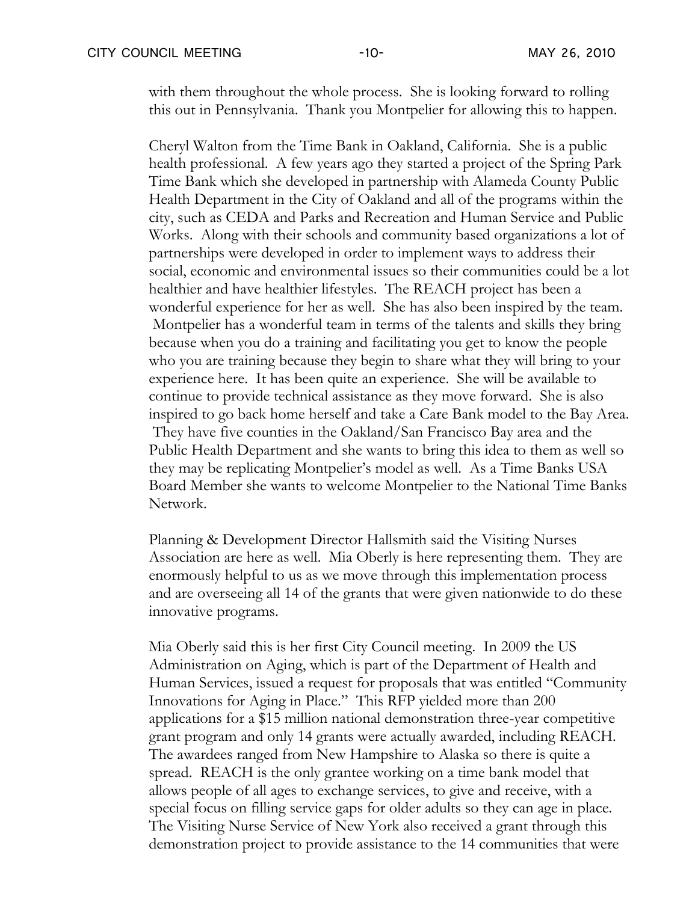with them throughout the whole process. She is looking forward to rolling this out in Pennsylvania. Thank you Montpelier for allowing this to happen.

Cheryl Walton from the Time Bank in Oakland, California. She is a public health professional. A few years ago they started a project of the Spring Park Time Bank which she developed in partnership with Alameda County Public Health Department in the City of Oakland and all of the programs within the city, such as CEDA and Parks and Recreation and Human Service and Public Works. Along with their schools and community based organizations a lot of partnerships were developed in order to implement ways to address their social, economic and environmental issues so their communities could be a lot healthier and have healthier lifestyles. The REACH project has been a wonderful experience for her as well. She has also been inspired by the team. Montpelier has a wonderful team in terms of the talents and skills they bring because when you do a training and facilitating you get to know the people who you are training because they begin to share what they will bring to your experience here. It has been quite an experience. She will be available to continue to provide technical assistance as they move forward. She is also inspired to go back home herself and take a Care Bank model to the Bay Area. They have five counties in the Oakland/San Francisco Bay area and the Public Health Department and she wants to bring this idea to them as well so they may be replicating Montpelier's model as well. As a Time Banks USA Board Member she wants to welcome Montpelier to the National Time Banks Network.

Planning & Development Director Hallsmith said the Visiting Nurses Association are here as well. Mia Oberly is here representing them. They are enormously helpful to us as we move through this implementation process and are overseeing all 14 of the grants that were given nationwide to do these innovative programs.

Mia Oberly said this is her first City Council meeting. In 2009 the US Administration on Aging, which is part of the Department of Health and Human Services, issued a request for proposals that was entitled "Community Innovations for Aging in Place." This RFP yielded more than 200 applications for a $15 million national demonstration three-year competitive grant program and only 14 grants were actually awarded, including REACH. The awardees ranged from New Hampshire to Alaska so there is quite a spread. REACH is the only grantee working on a time bank model that allows people of all ages to exchange services, to give and receive, with a special focus on filling service gaps for older adults so they can age in place. The Visiting Nurse Service of New York also received a grant through this demonstration project to provide assistance to the 14 communities that were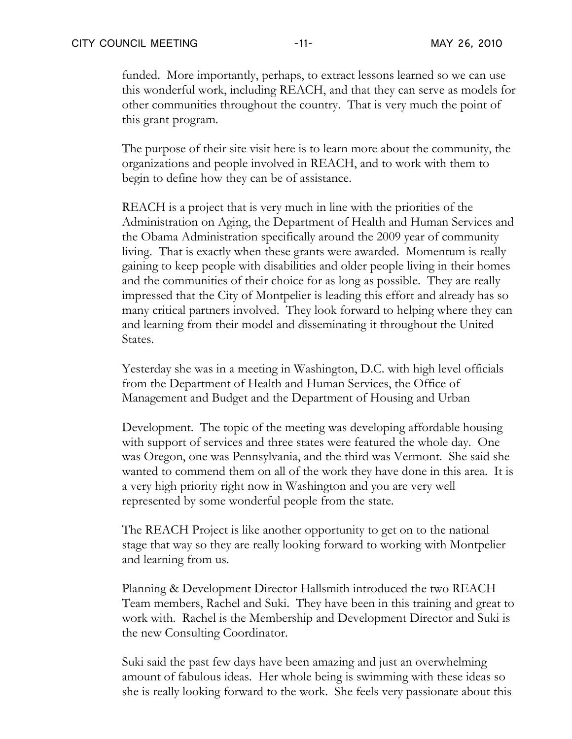funded. More importantly, perhaps, to extract lessons learned so we can use this wonderful work, including REACH, and that they can serve as models for other communities throughout the country. That is very much the point of this grant program.

The purpose of their site visit here is to learn more about the community, the organizations and people involved in REACH, and to work with them to begin to define how they can be of assistance.

REACH is a project that is very much in line with the priorities of the Administration on Aging, the Department of Health and Human Services and the Obama Administration specifically around the 2009 year of community living. That is exactly when these grants were awarded. Momentum is really gaining to keep people with disabilities and older people living in their homes and the communities of their choice for as long as possible. They are really impressed that the City of Montpelier is leading this effort and already has so many critical partners involved. They look forward to helping where they can and learning from their model and disseminating it throughout the United States.

Yesterday she was in a meeting in Washington, D.C. with high level officials from the Department of Health and Human Services, the Office of Management and Budget and the Department of Housing and Urban Development. The topic of the meeting was developing affordable housing with support of services and three states were featured the whole day. One was Oregon, one was Pennsylvania, and the third was Vermont. She said she wanted to commend them on all of the work they have done in this area. It is a very high priority right now in Washington and you are very well represented by some wonderful people from the state.

The REACH Project is like another opportunity to get on to the national stage that way so they are really looking forward to working with Montpelier and learning from us.

Planning & Development Director Hallsmith introduced the two REACH Team members, Rachel and Suki. They have been in this training and great to work with. Rachel is the Membership and Development Director and Suki is the new Consulting Coordinator.

Suki said the past few days have been amazing and just an overwhelming amount of fabulous ideas. Her whole being is swimming with these ideas so she is really looking forward to the work. She feels very passionate about this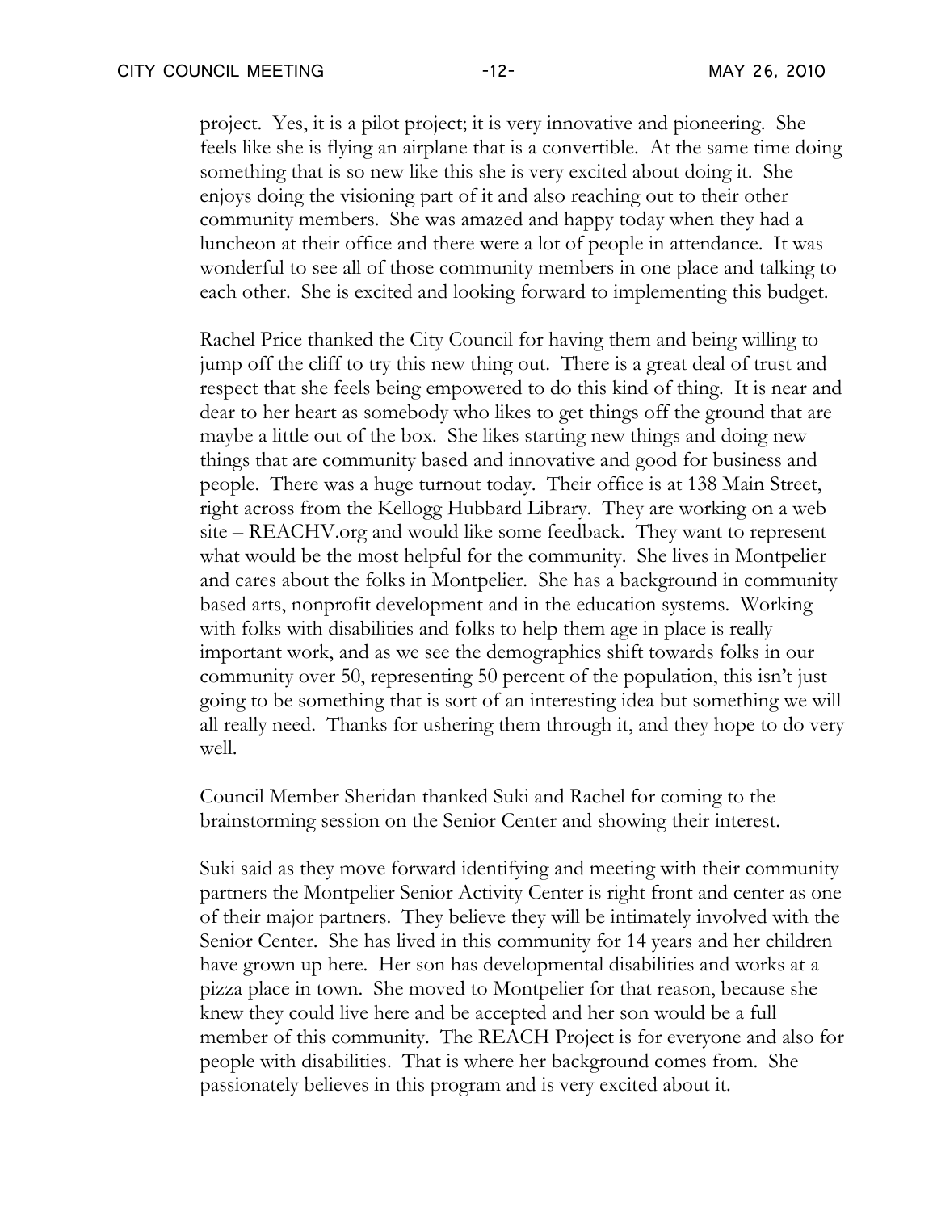project. Yes, it is a pilot project; it is very innovative and pioneering. She feels like she is flying an airplane that is a convertible. At the same time doing something that is so new like this she is very excited about doing it. She enjoys doing the visioning part of it and also reaching out to their other community members. She was amazed and happy today when they had a luncheon at their office and there were a lot of people in attendance. It was wonderful to see all of those community members in one place and talking to each other. She is excited and looking forward to implementing this budget.

Rachel Price thanked the City Council for having them and being willing to jump off the cliff to try this new thing out. There is a great deal of trust and respect that she feels being empowered to do this kind of thing. It is near and dear to her heart as somebody who likes to get things off the ground that are maybe a little out of the box. She likes starting new things and doing new things that are community based and innovative and good for business and people. There was a huge turnout today. Their office is at 138 Main Street, right across from the Kellogg Hubbard Library. They are working on a web site – REACHV.org and would like some feedback. They want to represent what would be the most helpful for the community. She lives in Montpelier and cares about the folks in Montpelier. She has a background in community based arts, nonprofit development and in the education systems. Working with folks with disabilities and folks to help them age in place is really important work, and as we see the demographics shift towards folks in our community over 50, representing 50 percent of the population, this isn't just going to be something that is sort of an interesting idea but something we will all really need. Thanks for ushering them through it, and they hope to do very well.

Council Member Sheridan thanked Suki and Rachel for coming to the brainstorming session on the Senior Center and showing their interest.

Suki said as they move forward identifying and meeting with their community partners the Montpelier Senior Activity Center is right front and center as one of their major partners. They believe they will be intimately involved with the Senior Center. She has lived in this community for 14 years and her children have grown up here. Her son has developmental disabilities and works at a pizza place in town. She moved to Montpelier for that reason, because she knew they could live here and be accepted and her son would be a full member of this community. The REACH Project is for everyone and also for people with disabilities. That is where her background comes from. She passionately believes in this program and is very excited about it.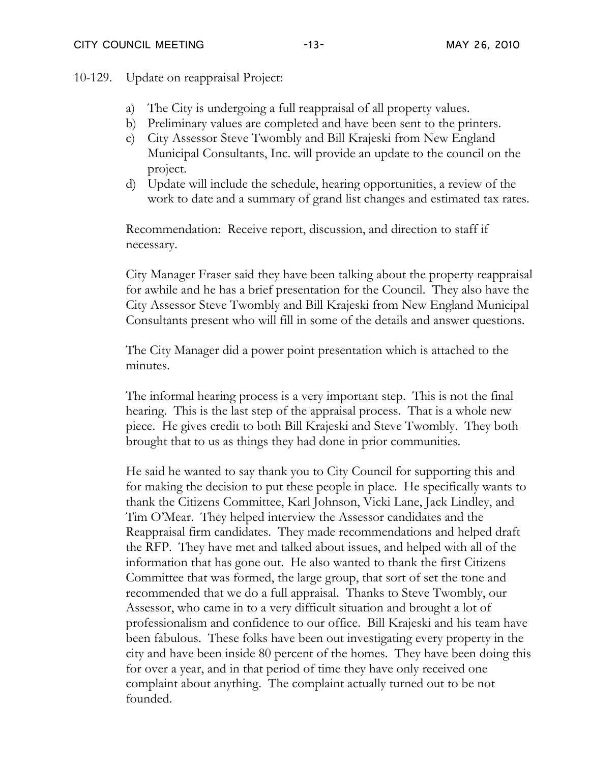10-129. Update on reappraisal Project:

a) The City is undergoing a full reappraisal of all property values.
b) Preliminary values are completed and have been sent to the printers.
c) City Assessor Steve Twombly and Bill Krajeski from New England Municipal Consultants, Inc. will provide an update to the council on the project.
d) Update will include the schedule, hearing opportunities, a review of the work to date and a summary of grand list changes and estimated tax rates.

Recommendation: Receive report, discussion, and direction to staff if necessary.

City Manager Fraser said they have been talking about the property reappraisal for awhile and he has a brief presentation for the Council. They also have the City Assessor Steve Twombly and Bill Krajeski from New England Municipal Consultants present who will fill in some of the details and answer questions.

The City Manager did a power point presentation which is attached to the minutes.

The informal hearing process is a very important step. This is not the final hearing. This is the last step of the appraisal process. That is a whole new piece. He gives credit to both Bill Krajeski and Steve Twombly. They both brought that to us as things they had done in prior communities.

He said he wanted to say thank you to City Council for supporting this and for making the decision to put these people in place. He specifically wants to thank the Citizens Committee, Karl Johnson, Vicki Lane, Jack Lindley, and Tim O'Mear. They helped interview the Assessor candidates and the Reappraisal firm candidates. They made recommendations and helped draft the RFP. They have met and talked about issues, and helped with all of the information that has gone out. He also wanted to thank the first Citizens Committee that was formed, the large group, that sort of set the tone and recommended that we do a full appraisal. Thanks to Steve Twombly, our Assessor, who came in to a very difficult situation and brought a lot of professionalism and confidence to our office. Bill Krajeski and his team have been fabulous. These folks have been out investigating every property in the city and have been inside 80 percent of the homes. They have been doing this for over a year, and in that period of time they have only received one complaint about anything. The complaint actually turned out to be not founded.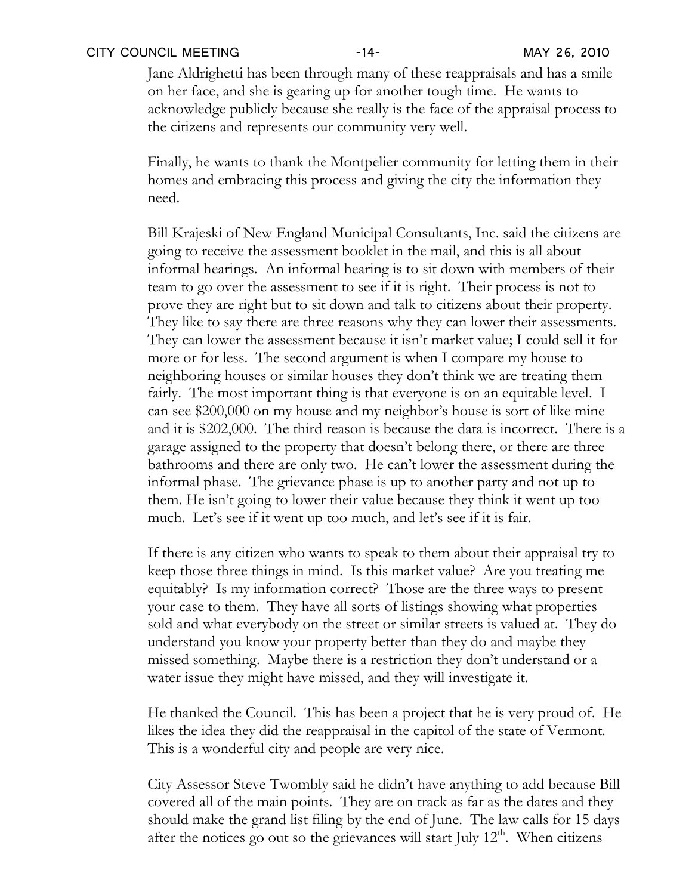Jane Aldrighetti has been through many of these reappraisals and has a smile on her face, and she is gearing up for another tough time. He wants to acknowledge publicly because she really is the face of the appraisal process to the citizens and represents our community very well.

Finally, he wants to thank the Montpelier community for letting them in their homes and embracing this process and giving the city the information they need.

Bill Krajeski of New England Municipal Consultants, Inc. said the citizens are going to receive the assessment booklet in the mail, and this is all about informal hearings. An informal hearing is to sit down with members of their team to go over the assessment to see if it is right. Their process is not to prove they are right but to sit down and talk to citizens about their property. They like to say there are three reasons why they can lower their assessments. They can lower the assessment because it isn't market value; I could sell it for more or for less. The second argument is when I compare my house to neighboring houses or similar houses they don't think we are treating them fairly. The most important thing is that everyone is on an equitable level. I can see $200,000 on my house and my neighbor's house is sort of like mine and it is $202,000. The third reason is because the data is incorrect. There is a garage assigned to the property that doesn't belong there, or there are three bathrooms and there are only two. He can't lower the assessment during the informal phase. The grievance phase is up to another party and not up to them. He isn't going to lower their value because they think it went up too much. Let's see if it went up too much, and let's see if it is fair.

If there is any citizen who wants to speak to them about their appraisal try to keep those three things in mind. Is this market value? Are you treating me equitably? Is my information correct? Those are the three ways to present your case to them. They have all sorts of listings showing what properties sold and what everybody on the street or similar streets is valued at. They do understand you know your property better than they do and maybe they missed something. Maybe there is a restriction they don't understand or a water issue they might have missed, and they will investigate it.

He thanked the Council. This has been a project that he is very proud of. He likes the idea they did the reappraisal in the capitol of the state of Vermont. This is a wonderful city and people are very nice.

City Assessor Steve Twombly said he didn't have anything to add because Bill covered all of the main points. They are on track as far as the dates and they should make the grand list filing by the end of June. The law calls for 15 days after the notices go out so the grievances will start July 12th. When citizens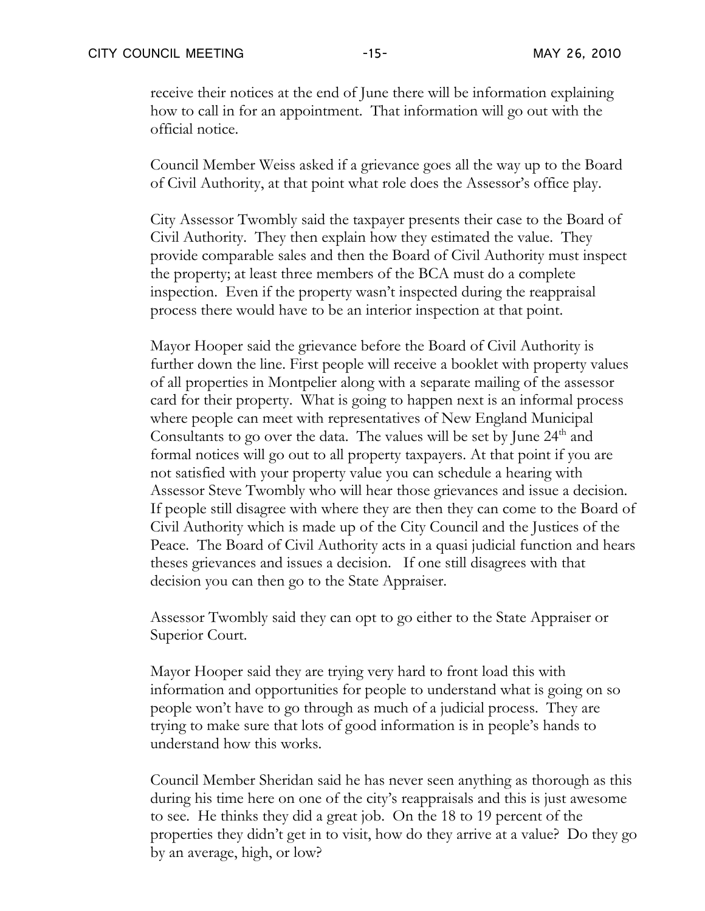receive their notices at the end of June there will be information explaining how to call in for an appointment. That information will go out with the official notice.

Council Member Weiss asked if a grievance goes all the way up to the Board of Civil Authority, at that point what role does the Assessor's office play.

City Assessor Twombly said the taxpayer presents their case to the Board of Civil Authority. They then explain how they estimated the value. They provide comparable sales and then the Board of Civil Authority must inspect the property; at least three members of the BCA must do a complete inspection. Even if the property wasn't inspected during the reappraisal process there would have to be an interior inspection at that point.

Mayor Hooper said the grievance before the Board of Civil Authority is further down the line. First people will receive a booklet with property values of all properties in Montpelier along with a separate mailing of the assessor card for their property. What is going to happen next is an informal process where people can meet with representatives of New England Municipal Consultants to go over the data. The values will be set by June 24th and formal notices will go out to all property taxpayers. At that point if you are not satisfied with your property value you can schedule a hearing with Assessor Steve Twombly who will hear those grievances and issue a decision. If people still disagree with where they are then they can come to the Board of Civil Authority which is made up of the City Council and the Justices of the Peace. The Board of Civil Authority acts in a quasi judicial function and hears theses grievances and issues a decision. If one still disagrees with that decision you can then go to the State Appraiser.

Assessor Twombly said they can opt to go either to the State Appraiser or Superior Court.

Mayor Hooper said they are trying very hard to front load this with information and opportunities for people to understand what is going on so people won't have to go through as much of a judicial process. They are trying to make sure that lots of good information is in people's hands to understand how this works.

Council Member Sheridan said he has never seen anything as thorough as this during his time here on one of the city's reappraisals and this is just awesome to see. He thinks they did a great job. On the 18 to 19 percent of the properties they didn't get in to visit, how do they arrive at a value? Do they go by an average, high, or low?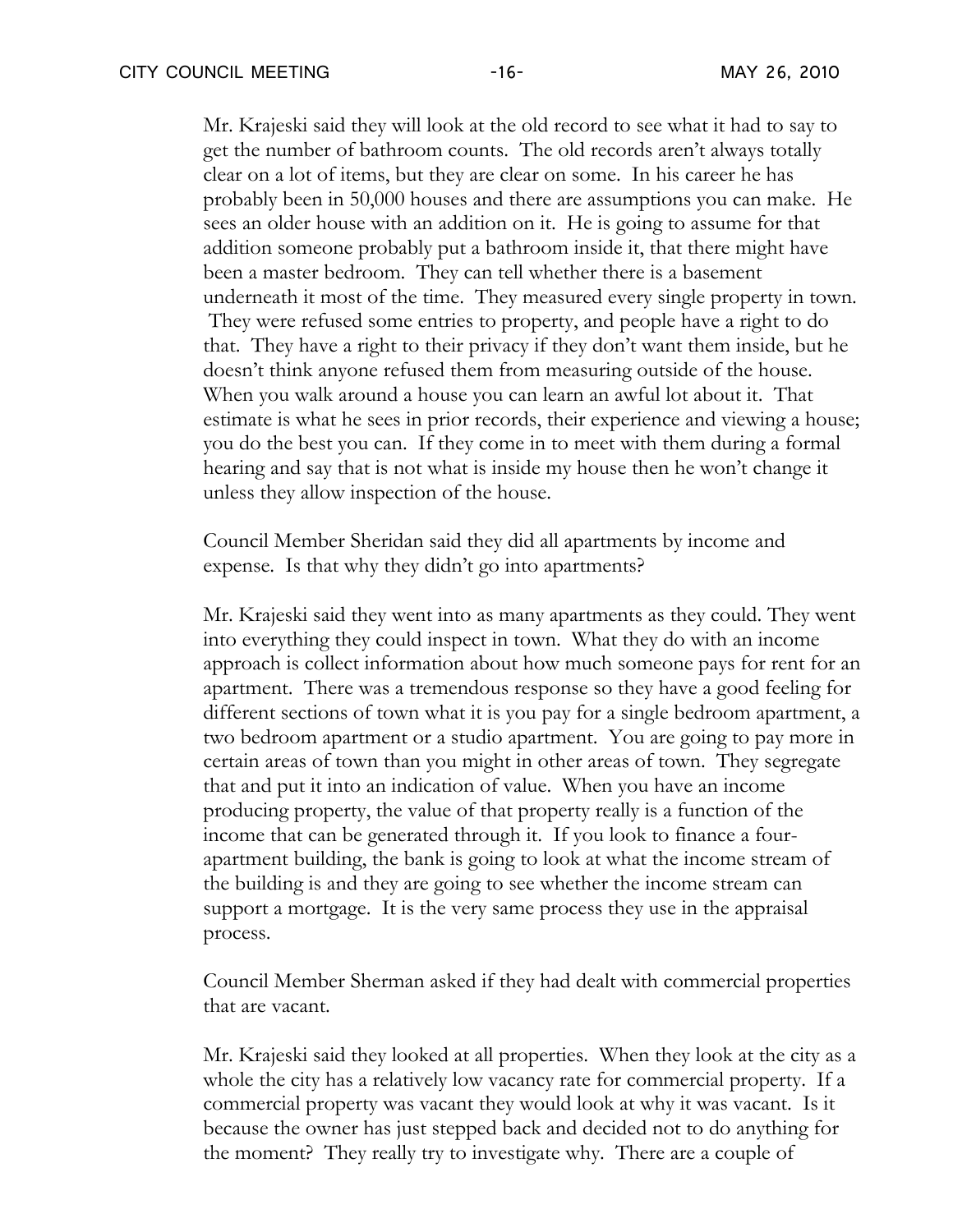Mr. Krajeski said they will look at the old record to see what it had to say to get the number of bathroom counts. The old records aren't always totally clear on a lot of items, but they are clear on some. In his career he has probably been in 50,000 houses and there are assumptions you can make. He sees an older house with an addition on it. He is going to assume for that addition someone probably put a bathroom inside it, that there might have been a master bedroom. They can tell whether there is a basement underneath it most of the time. They measured every single property in town. They were refused some entries to property, and people have a right to do that. They have a right to their privacy if they don't want them inside, but he doesn't think anyone refused them from measuring outside of the house. When you walk around a house you can learn an awful lot about it. That estimate is what he sees in prior records, their experience and viewing a house; you do the best you can. If they come in to meet with them during a formal hearing and say that is not what is inside my house then he won't change it unless they allow inspection of the house.

Council Member Sheridan said they did all apartments by income and expense. Is that why they didn't go into apartments?

Mr. Krajeski said they went into as many apartments as they could. They went into everything they could inspect in town. What they do with an income approach is collect information about how much someone pays for rent for an apartment. There was a tremendous response so they have a good feeling for different sections of town what it is you pay for a single bedroom apartment, a two bedroom apartment or a studio apartment. You are going to pay more in certain areas of town than you might in other areas of town. They segregate that and put it into an indication of value. When you have an income producing property, the value of that property really is a function of the income that can be generated through it. If you look to finance a four-apartment building, the bank is going to look at what the income stream of the building is and they are going to see whether the income stream can support a mortgage. It is the very same process they use in the appraisal process.

Council Member Sherman asked if they had dealt with commercial properties that are vacant.

Mr. Krajeski said they looked at all properties. When they look at the city as a whole the city has a relatively low vacancy rate for commercial property. If a commercial property was vacant they would look at why it was vacant. Is it because the owner has just stepped back and decided not to do anything for the moment? They really try to investigate why. There are a couple of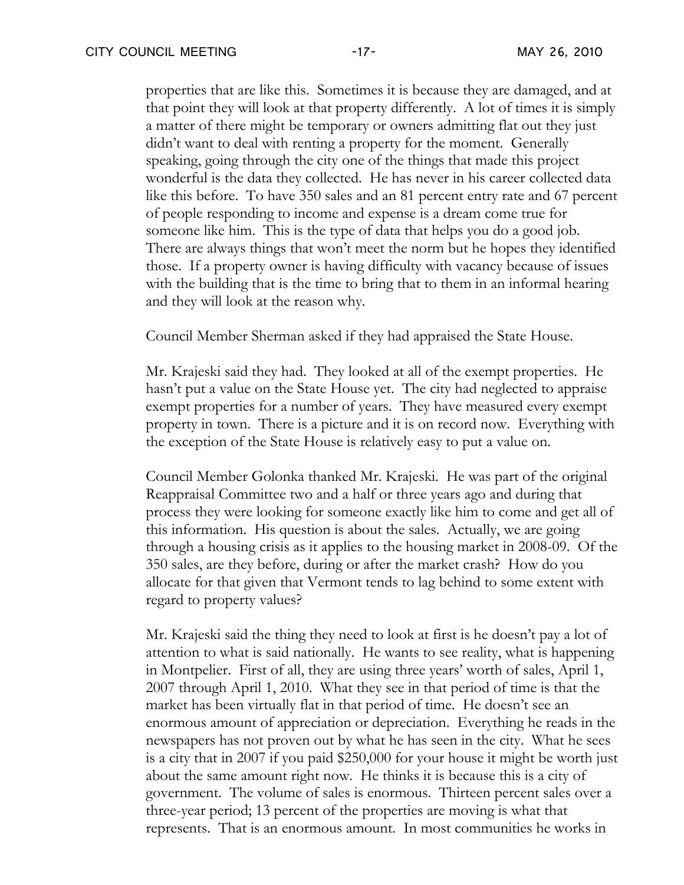properties that are like this. Sometimes it is because they are damaged, and at that point they will look at that property differently. A lot of times it is simply a matter of there might be temporary or owners admitting flat out they just didn't want to deal with renting a property for the moment. Generally speaking, going through the city one of the things that made this project wonderful is the data they collected. He has never in his career collected data like this before. To have 350 sales and an 81 percent entry rate and 67 percent of people responding to income and expense is a dream come true for someone like him. This is the type of data that helps you do a good job. There are always things that won't meet the norm but he hopes they identified those. If a property owner is having difficulty with vacancy because of issues with the building that is the time to bring that to them in an informal hearing and they will look at the reason why.

Council Member Sherman asked if they had appraised the State House.

Mr. Krajeski said they had. They looked at all of the exempt properties. He hasn't put a value on the State House yet. The city had neglected to appraise exempt properties for a number of years. They have measured every exempt property in town. There is a picture and it is on record now. Everything with the exception of the State House is relatively easy to put a value on.

Council Member Golonka thanked Mr. Krajeski. He was part of the original Reappraisal Committee two and a half or three years ago and during that process they were looking for someone exactly like him to come and get all of this information. His question is about the sales. Actually, we are going through a housing crisis as it applies to the housing market in 2008-09. Of the 350 sales, are they before, during or after the market crash? How do you allocate for that given that Vermont tends to lag behind to some extent with regard to property values?

Mr. Krajeski said the thing they need to look at first is he doesn't pay a lot of attention to what is said nationally. He wants to see reality, what is happening in Montpelier. First of all, they are using three years' worth of sales, April 1, 2007 through April 1, 2010. What they see in that period of time is that the market has been virtually flat in that period of time. He doesn't see an enormous amount of appreciation or depreciation. Everything he reads in the newspapers has not proven out by what he has seen in the city. What he sees is a city that in 2007 if you paid $250,000 for your house it might be worth just about the same amount right now. He thinks it is because this is a city of government. The volume of sales is enormous. Thirteen percent sales over a three-year period; 13 percent of the properties are moving is what that represents. That is an enormous amount. In most communities he works in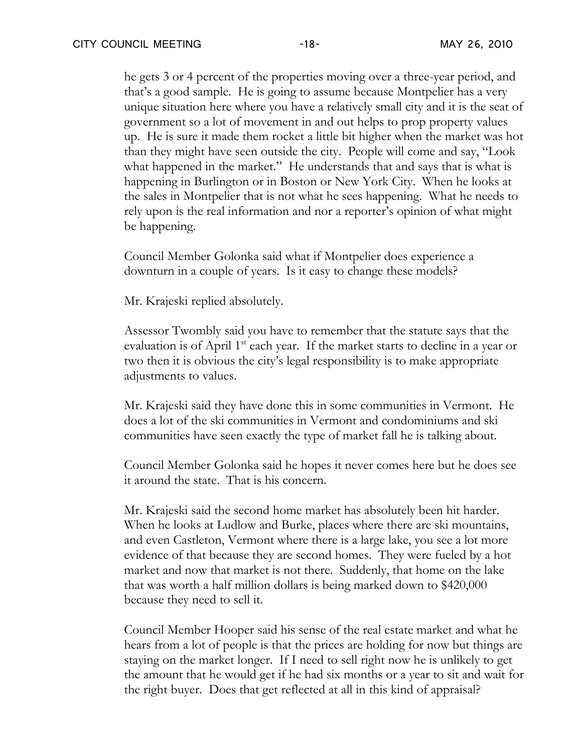he gets 3 or 4 percent of the properties moving over a three-year period, and that's a good sample. He is going to assume because Montpelier has a very unique situation here where you have a relatively small city and it is the seat of government so a lot of movement in and out helps to prop property values up. He is sure it made them rocket a little bit higher when the market was hot than they might have seen outside the city. People will come and say, "Look what happened in the market." He understands that and says that is what is happening in Burlington or in Boston or New York City. When he looks at the sales in Montpelier that is not what he sees happening. What he needs to rely upon is the real information and nor a reporter's opinion of what might be happening.

Council Member Golonka said what if Montpelier does experience a downturn in a couple of years. Is it easy to change these models?

Mr. Krajeski replied absolutely.

Assessor Twombly said you have to remember that the statute says that the evaluation is of April 1st each year. If the market starts to decline in a year or two then it is obvious the city's legal responsibility is to make appropriate adjustments to values.

Mr. Krajeski said they have done this in some communities in Vermont. He does a lot of the ski communities in Vermont and condominiums and ski communities have seen exactly the type of market fall he is talking about.

Council Member Golonka said he hopes it never comes here but he does see it around the state. That is his concern.

Mr. Krajeski said the second home market has absolutely been hit harder. When he looks at Ludlow and Burke, places where there are ski mountains, and even Castleton, Vermont where there is a large lake, you see a lot more evidence of that because they are second homes. They were fueled by a hot market and now that market is not there. Suddenly, that home on the lake that was worth a half million dollars is being marked down to $420,000 because they need to sell it.

Council Member Hooper said his sense of the real estate market and what he hears from a lot of people is that the prices are holding for now but things are staying on the market longer. If I need to sell right now he is unlikely to get the amount that he would get if he had six months or a year to sit and wait for the right buyer. Does that get reflected at all in this kind of appraisal?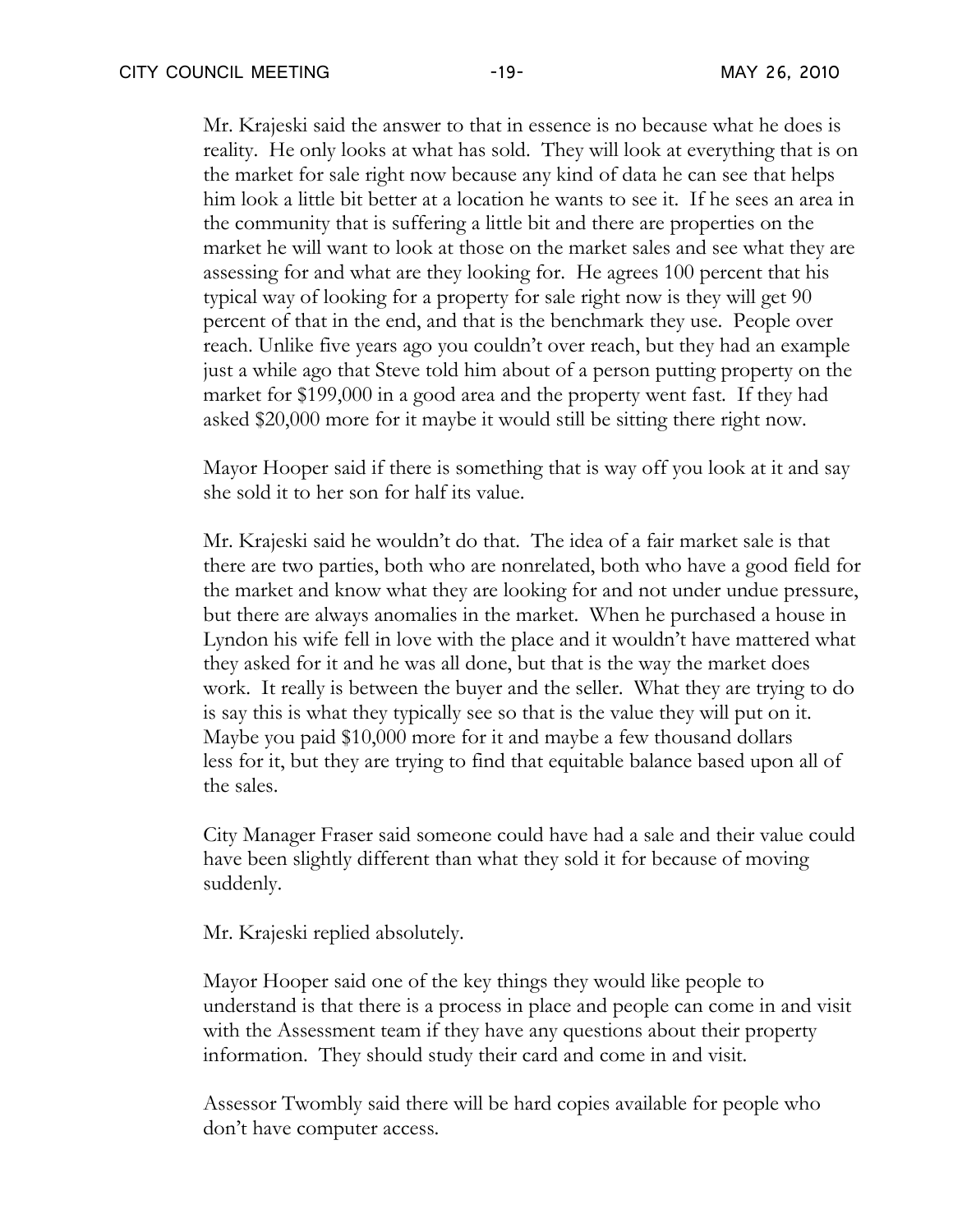Mr. Krajeski said the answer to that in essence is no because what he does is reality. He only looks at what has sold. They will look at everything that is on the market for sale right now because any kind of data he can see that helps him look a little bit better at a location he wants to see it. If he sees an area in the community that is suffering a little bit and there are properties on the market he will want to look at those on the market sales and see what they are assessing for and what are they looking for. He agrees 100 percent that his typical way of looking for a property for sale right now is they will get 90 percent of that in the end, and that is the benchmark they use. People over reach. Unlike five years ago you couldn't over reach, but they had an example just a while ago that Steve told him about of a person putting property on the market for $199,000 in a good area and the property went fast. If they had asked $20,000 more for it maybe it would still be sitting there right now.

Mayor Hooper said if there is something that is way off you look at it and say she sold it to her son for half its value.

Mr. Krajeski said he wouldn't do that. The idea of a fair market sale is that there are two parties, both who are nonrelated, both who have a good field for the market and know what they are looking for and not under undue pressure, but there are always anomalies in the market. When he purchased a house in Lyndon his wife fell in love with the place and it wouldn't have mattered what they asked for it and he was all done, but that is the way the market does work. It really is between the buyer and the seller. What they are trying to do is say this is what they typically see so that is the value they will put on it. Maybe you paid $10,000 more for it and maybe a few thousand dollars less for it, but they are trying to find that equitable balance based upon all of the sales.

City Manager Fraser said someone could have had a sale and their value could have been slightly different than what they sold it for because of moving suddenly.

Mr. Krajeski replied absolutely.

Mayor Hooper said one of the key things they would like people to understand is that there is a process in place and people can come in and visit with the Assessment team if they have any questions about their property information. They should study their card and come in and visit.

Assessor Twombly said there will be hard copies available for people who don't have computer access.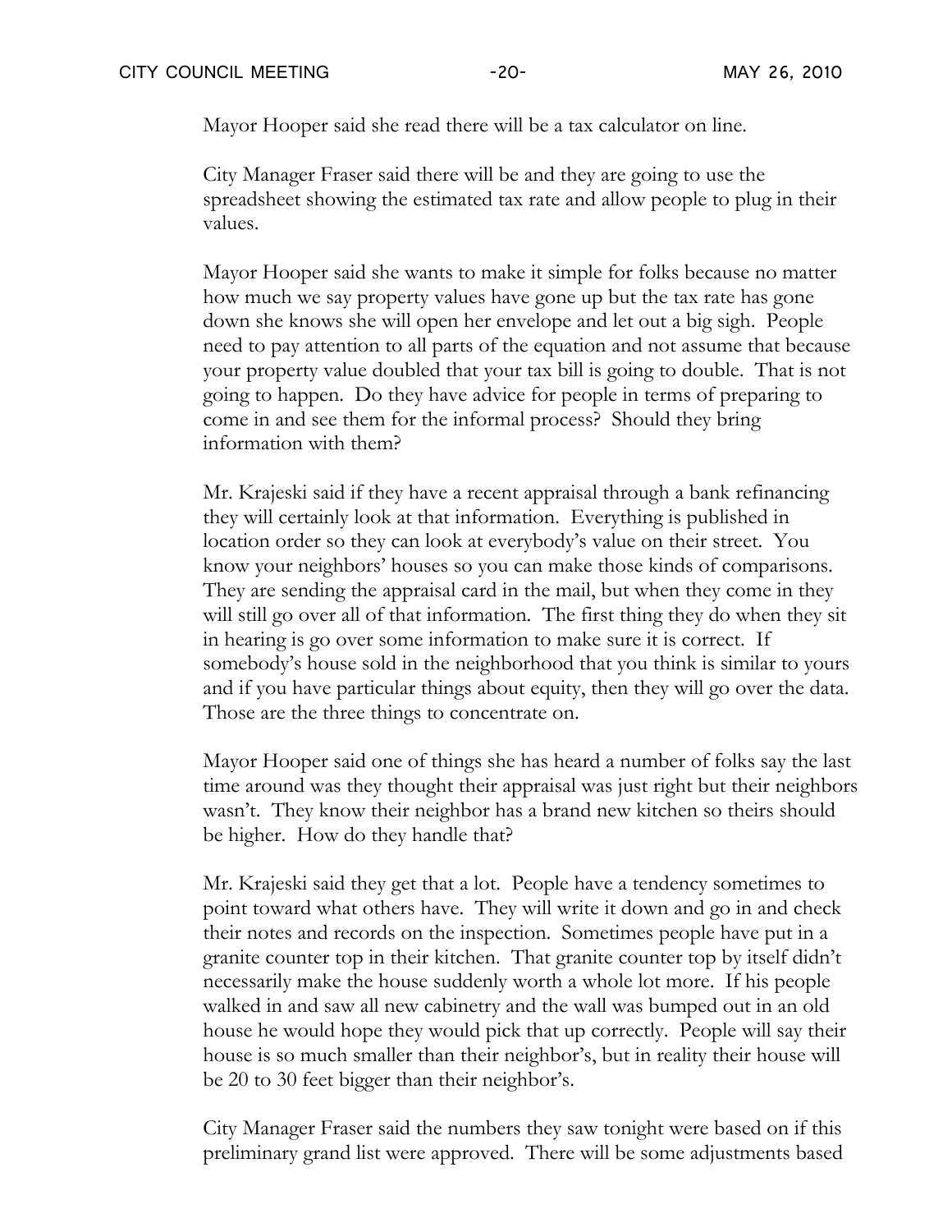Mayor Hooper said she read there will be a tax calculator on line.

City Manager Fraser said there will be and they are going to use the spreadsheet showing the estimated tax rate and allow people to plug in their values.

Mayor Hooper said she wants to make it simple for folks because no matter how much we say property values have gone up but the tax rate has gone down she knows she will open her envelope and let out a big sigh. People need to pay attention to all parts of the equation and not assume that because your property value doubled that your tax bill is going to double. That is not going to happen. Do they have advice for people in terms of preparing to come in and see them for the informal process? Should they bring information with them?

Mr. Krajeski said if they have a recent appraisal through a bank refinancing they will certainly look at that information. Everything is published in location order so they can look at everybody's value on their street. You know your neighbors' houses so you can make those kinds of comparisons. They are sending the appraisal card in the mail, but when they come in they will still go over all of that information. The first thing they do when they sit in hearing is go over some information to make sure it is correct. If somebody's house sold in the neighborhood that you think is similar to yours and if you have particular things about equity, then they will go over the data. Those are the three things to concentrate on.

Mayor Hooper said one of things she has heard a number of folks say the last time around was they thought their appraisal was just right but their neighbors wasn't. They know their neighbor has a brand new kitchen so theirs should be higher. How do they handle that?

Mr. Krajeski said they get that a lot. People have a tendency sometimes to point toward what others have. They will write it down and go in and check their notes and records on the inspection. Sometimes people have put in a granite counter top in their kitchen. That granite counter top by itself didn't necessarily make the house suddenly worth a whole lot more. If his people walked in and saw all new cabinetry and the wall was bumped out in an old house he would hope they would pick that up correctly. People will say their house is so much smaller than their neighbor's, but in reality their house will be 20 to 30 feet bigger than their neighbor's.

City Manager Fraser said the numbers they saw tonight were based on if this preliminary grand list were approved. There will be some adjustments based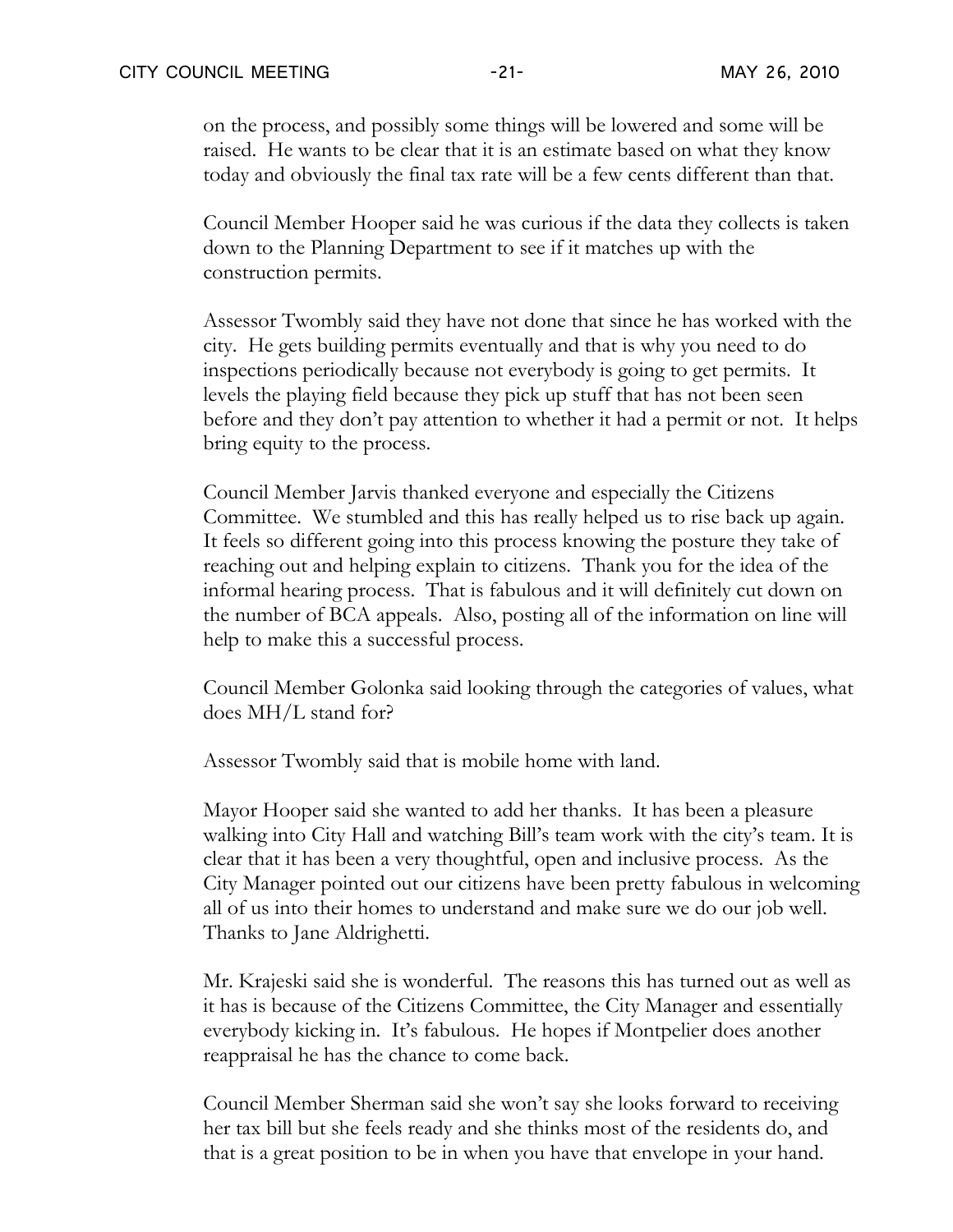on the process, and possibly some things will be lowered and some will be raised. He wants to be clear that it is an estimate based on what they know today and obviously the final tax rate will be a few cents different than that.

Council Member Hooper said he was curious if the data they collects is taken down to the Planning Department to see if it matches up with the construction permits.

Assessor Twombly said they have not done that since he has worked with the city. He gets building permits eventually and that is why you need to do inspections periodically because not everybody is going to get permits. It levels the playing field because they pick up stuff that has not been seen before and they don't pay attention to whether it had a permit or not. It helps bring equity to the process.

Council Member Jarvis thanked everyone and especially the Citizens Committee. We stumbled and this has really helped us to rise back up again. It feels so different going into this process knowing the posture they take of reaching out and helping explain to citizens. Thank you for the idea of the informal hearing process. That is fabulous and it will definitely cut down on the number of BCA appeals. Also, posting all of the information on line will help to make this a successful process.

Council Member Golonka said looking through the categories of values, what does MH/L stand for?

Assessor Twombly said that is mobile home with land.

Mayor Hooper said she wanted to add her thanks. It has been a pleasure walking into City Hall and watching Bill's team work with the city's team. It is clear that it has been a very thoughtful, open and inclusive process. As the City Manager pointed out our citizens have been pretty fabulous in welcoming all of us into their homes to understand and make sure we do our job well. Thanks to Jane Aldrighetti.

Mr. Krajeski said she is wonderful. The reasons this has turned out as well as it has is because of the Citizens Committee, the City Manager and essentially everybody kicking in. It's fabulous. He hopes if Montpelier does another reappraisal he has the chance to come back.

Council Member Sherman said she won't say she looks forward to receiving her tax bill but she feels ready and she thinks most of the residents do, and that is a great position to be in when you have that envelope in your hand.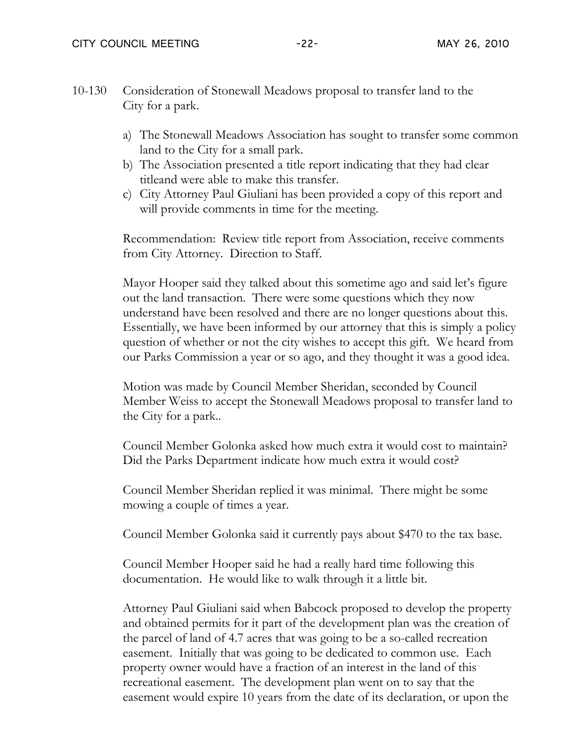10-130 Consideration of Stonewall Meadows proposal to transfer land to the City for a park.

a) The Stonewall Meadows Association has sought to transfer some common land to the City for a small park.
b) The Association presented a title report indicating that they had clear titleand were able to make this transfer.
c) City Attorney Paul Giuliani has been provided a copy of this report and will provide comments in time for the meeting.

Recommendation: Review title report from Association, receive comments from City Attorney. Direction to Staff.

Mayor Hooper said they talked about this sometime ago and said let's figure out the land transaction. There were some questions which they now understand have been resolved and there are no longer questions about this. Essentially, we have been informed by our attorney that this is simply a policy question of whether or not the city wishes to accept this gift. We heard from our Parks Commission a year or so ago, and they thought it was a good idea.

Motion was made by Council Member Sheridan, seconded by Council Member Weiss to accept the Stonewall Meadows proposal to transfer land to the City for a park..

Council Member Golonka asked how much extra it would cost to maintain? Did the Parks Department indicate how much extra it would cost?

Council Member Sheridan replied it was minimal. There might be some mowing a couple of times a year.

Council Member Golonka said it currently pays about $470 to the tax base.

Council Member Hooper said he had a really hard time following this documentation. He would like to walk through it a little bit.

Attorney Paul Giuliani said when Babcock proposed to develop the property and obtained permits for it part of the development plan was the creation of the parcel of land of 4.7 acres that was going to be a so-called recreation easement. Initially that was going to be dedicated to common use. Each property owner would have a fraction of an interest in the land of this recreational easement. The development plan went on to say that the easement would expire 10 years from the date of its declaration, or upon the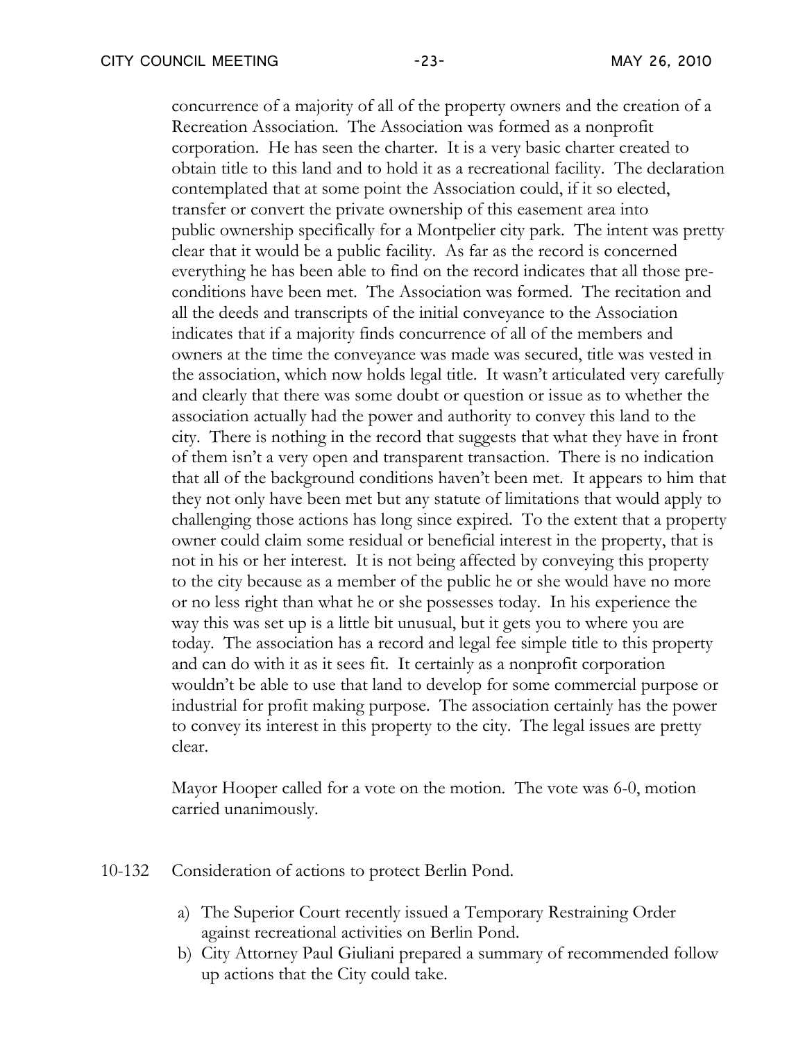concurrence of a majority of all of the property owners and the creation of a Recreation Association. The Association was formed as a nonprofit corporation. He has seen the charter. It is a very basic charter created to obtain title to this land and to hold it as a recreational facility. The declaration contemplated that at some point the Association could, if it so elected, transfer or convert the private ownership of this easement area into public ownership specifically for a Montpelier city park. The intent was pretty clear that it would be a public facility. As far as the record is concerned everything he has been able to find on the record indicates that all those pre-conditions have been met. The Association was formed. The recitation and all the deeds and transcripts of the initial conveyance to the Association indicates that if a majority finds concurrence of all of the members and owners at the time the conveyance was made was secured, title was vested in the association, which now holds legal title. It wasn't articulated very carefully and clearly that there was some doubt or question or issue as to whether the association actually had the power and authority to convey this land to the city. There is nothing in the record that suggests that what they have in front of them isn't a very open and transparent transaction. There is no indication that all of the background conditions haven't been met. It appears to him that they not only have been met but any statute of limitations that would apply to challenging those actions has long since expired. To the extent that a property owner could claim some residual or beneficial interest in the property, that is not in his or her interest. It is not being affected by conveying this property to the city because as a member of the public he or she would have no more or no less right than what he or she possesses today. In his experience the way this was set up is a little bit unusual, but it gets you to where you are today. The association has a record and legal fee simple title to this property and can do with it as it sees fit. It certainly as a nonprofit corporation wouldn't be able to use that land to develop for some commercial purpose or industrial for profit making purpose. The association certainly has the power to convey its interest in this property to the city. The legal issues are pretty clear.

Mayor Hooper called for a vote on the motion. The vote was 6-0, motion carried unanimously.

10-132 Consideration of actions to protect Berlin Pond.

a) The Superior Court recently issued a Temporary Restraining Order against recreational activities on Berlin Pond.
b) City Attorney Paul Giuliani prepared a summary of recommended follow up actions that the City could take.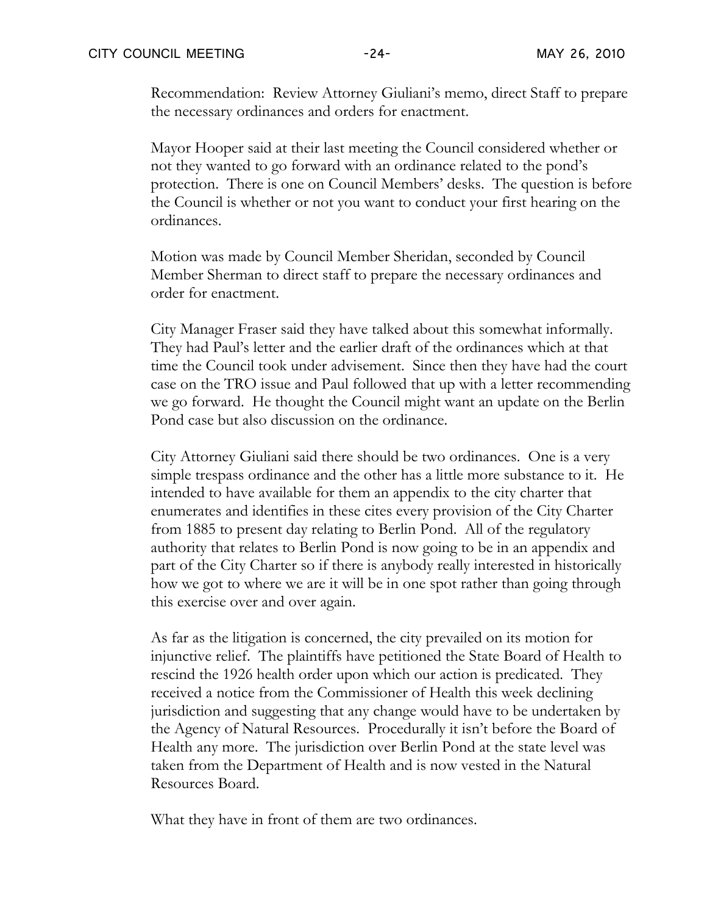Recommendation: Review Attorney Giuliani's memo, direct Staff to prepare the necessary ordinances and orders for enactment.

Mayor Hooper said at their last meeting the Council considered whether or not they wanted to go forward with an ordinance related to the pond's protection. There is one on Council Members' desks. The question is before the Council is whether or not you want to conduct your first hearing on the ordinances.

Motion was made by Council Member Sheridan, seconded by Council Member Sherman to direct staff to prepare the necessary ordinances and order for enactment.

City Manager Fraser said they have talked about this somewhat informally. They had Paul's letter and the earlier draft of the ordinances which at that time the Council took under advisement. Since then they have had the court case on the TRO issue and Paul followed that up with a letter recommending we go forward. He thought the Council might want an update on the Berlin Pond case but also discussion on the ordinance.

City Attorney Giuliani said there should be two ordinances. One is a very simple trespass ordinance and the other has a little more substance to it. He intended to have available for them an appendix to the city charter that enumerates and identifies in these cites every provision of the City Charter from 1885 to present day relating to Berlin Pond. All of the regulatory authority that relates to Berlin Pond is now going to be in an appendix and part of the City Charter so if there is anybody really interested in historically how we got to where we are it will be in one spot rather than going through this exercise over and over again.

As far as the litigation is concerned, the city prevailed on its motion for injunctive relief. The plaintiffs have petitioned the State Board of Health to rescind the 1926 health order upon which our action is predicated. They received a notice from the Commissioner of Health this week declining jurisdiction and suggesting that any change would have to be undertaken by the Agency of Natural Resources. Procedurally it isn't before the Board of Health any more. The jurisdiction over Berlin Pond at the state level was taken from the Department of Health and is now vested in the Natural Resources Board.

What they have in front of them are two ordinances.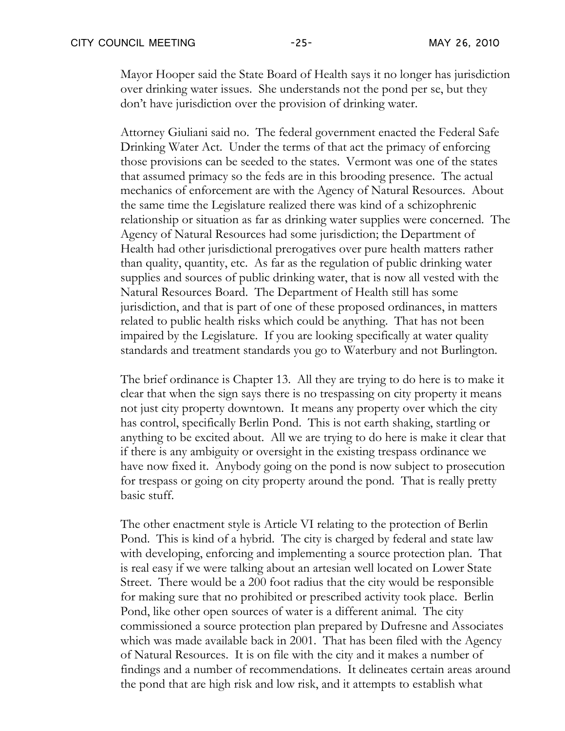Mayor Hooper said the State Board of Health says it no longer has jurisdiction over drinking water issues. She understands not the pond per se, but they don't have jurisdiction over the provision of drinking water.

Attorney Giuliani said no. The federal government enacted the Federal Safe Drinking Water Act. Under the terms of that act the primacy of enforcing those provisions can be seeded to the states. Vermont was one of the states that assumed primacy so the feds are in this brooding presence. The actual mechanics of enforcement are with the Agency of Natural Resources. About the same time the Legislature realized there was kind of a schizophrenic relationship or situation as far as drinking water supplies were concerned. The Agency of Natural Resources had some jurisdiction; the Department of Health had other jurisdictional prerogatives over pure health matters rather than quality, quantity, etc. As far as the regulation of public drinking water supplies and sources of public drinking water, that is now all vested with the Natural Resources Board. The Department of Health still has some jurisdiction, and that is part of one of these proposed ordinances, in matters related to public health risks which could be anything. That has not been impaired by the Legislature. If you are looking specifically at water quality standards and treatment standards you go to Waterbury and not Burlington.

The brief ordinance is Chapter 13. All they are trying to do here is to make it clear that when the sign says there is no trespassing on city property it means not just city property downtown. It means any property over which the city has control, specifically Berlin Pond. This is not earth shaking, startling or anything to be excited about. All we are trying to do here is make it clear that if there is any ambiguity or oversight in the existing trespass ordinance we have now fixed it. Anybody going on the pond is now subject to prosecution for trespass or going on city property around the pond. That is really pretty basic stuff.

The other enactment style is Article VI relating to the protection of Berlin Pond. This is kind of a hybrid. The city is charged by federal and state law with developing, enforcing and implementing a source protection plan. That is real easy if we were talking about an artesian well located on Lower State Street. There would be a 200 foot radius that the city would be responsible for making sure that no prohibited or prescribed activity took place. Berlin Pond, like other open sources of water is a different animal. The city commissioned a source protection plan prepared by Dufresne and Associates which was made available back in 2001. That has been filed with the Agency of Natural Resources. It is on file with the city and it makes a number of findings and a number of recommendations. It delineates certain areas around the pond that are high risk and low risk, and it attempts to establish what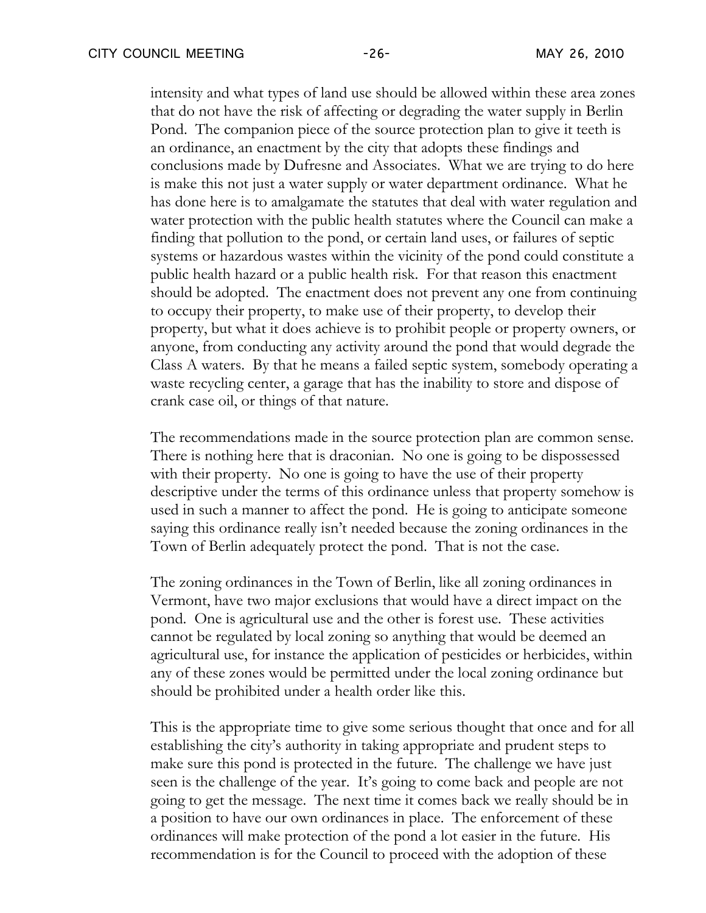intensity and what types of land use should be allowed within these area zones that do not have the risk of affecting or degrading the water supply in Berlin Pond. The companion piece of the source protection plan to give it teeth is an ordinance, an enactment by the city that adopts these findings and conclusions made by Dufresne and Associates. What we are trying to do here is make this not just a water supply or water department ordinance. What he has done here is to amalgamate the statutes that deal with water regulation and water protection with the public health statutes where the Council can make a finding that pollution to the pond, or certain land uses, or failures of septic systems or hazardous wastes within the vicinity of the pond could constitute a public health hazard or a public health risk. For that reason this enactment should be adopted. The enactment does not prevent any one from continuing to occupy their property, to make use of their property, to develop their property, but what it does achieve is to prohibit people or property owners, or anyone, from conducting any activity around the pond that would degrade the Class A waters. By that he means a failed septic system, somebody operating a waste recycling center, a garage that has the inability to store and dispose of crank case oil, or things of that nature.

The recommendations made in the source protection plan are common sense. There is nothing here that is draconian. No one is going to be dispossessed with their property. No one is going to have the use of their property descriptive under the terms of this ordinance unless that property somehow is used in such a manner to affect the pond. He is going to anticipate someone saying this ordinance really isn't needed because the zoning ordinances in the Town of Berlin adequately protect the pond. That is not the case.

The zoning ordinances in the Town of Berlin, like all zoning ordinances in Vermont, have two major exclusions that would have a direct impact on the pond. One is agricultural use and the other is forest use. These activities cannot be regulated by local zoning so anything that would be deemed an agricultural use, for instance the application of pesticides or herbicides, within any of these zones would be permitted under the local zoning ordinance but should be prohibited under a health order like this.

This is the appropriate time to give some serious thought that once and for all establishing the city's authority in taking appropriate and prudent steps to make sure this pond is protected in the future. The challenge we have just seen is the challenge of the year. It's going to come back and people are not going to get the message. The next time it comes back we really should be in a position to have our own ordinances in place. The enforcement of these ordinances will make protection of the pond a lot easier in the future. His recommendation is for the Council to proceed with the adoption of these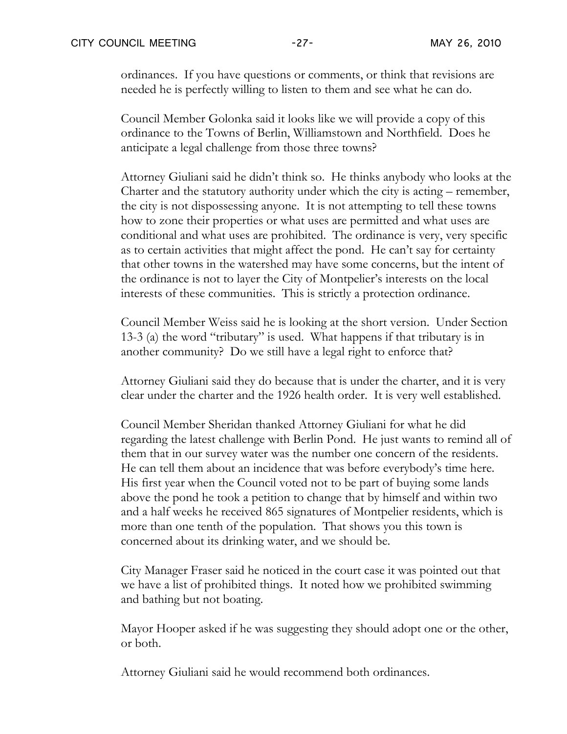ordinances. If you have questions or comments, or think that revisions are needed he is perfectly willing to listen to them and see what he can do.

Council Member Golonka said it looks like we will provide a copy of this ordinance to the Towns of Berlin, Williamstown and Northfield. Does he anticipate a legal challenge from those three towns?

Attorney Giuliani said he didn't think so. He thinks anybody who looks at the Charter and the statutory authority under which the city is acting – remember, the city is not dispossessing anyone. It is not attempting to tell these towns how to zone their properties or what uses are permitted and what uses are conditional and what uses are prohibited. The ordinance is very, very specific as to certain activities that might affect the pond. He can't say for certainty that other towns in the watershed may have some concerns, but the intent of the ordinance is not to layer the City of Montpelier's interests on the local interests of these communities. This is strictly a protection ordinance.

Council Member Weiss said he is looking at the short version. Under Section 13-3 (a) the word "tributary" is used. What happens if that tributary is in another community? Do we still have a legal right to enforce that?

Attorney Giuliani said they do because that is under the charter, and it is very clear under the charter and the 1926 health order. It is very well established.

Council Member Sheridan thanked Attorney Giuliani for what he did regarding the latest challenge with Berlin Pond. He just wants to remind all of them that in our survey water was the number one concern of the residents. He can tell them about an incidence that was before everybody's time here. His first year when the Council voted not to be part of buying some lands above the pond he took a petition to change that by himself and within two and a half weeks he received 865 signatures of Montpelier residents, which is more than one tenth of the population. That shows you this town is concerned about its drinking water, and we should be.

City Manager Fraser said he noticed in the court case it was pointed out that we have a list of prohibited things. It noted how we prohibited swimming and bathing but not boating.

Mayor Hooper asked if he was suggesting they should adopt one or the other, or both.

Attorney Giuliani said he would recommend both ordinances.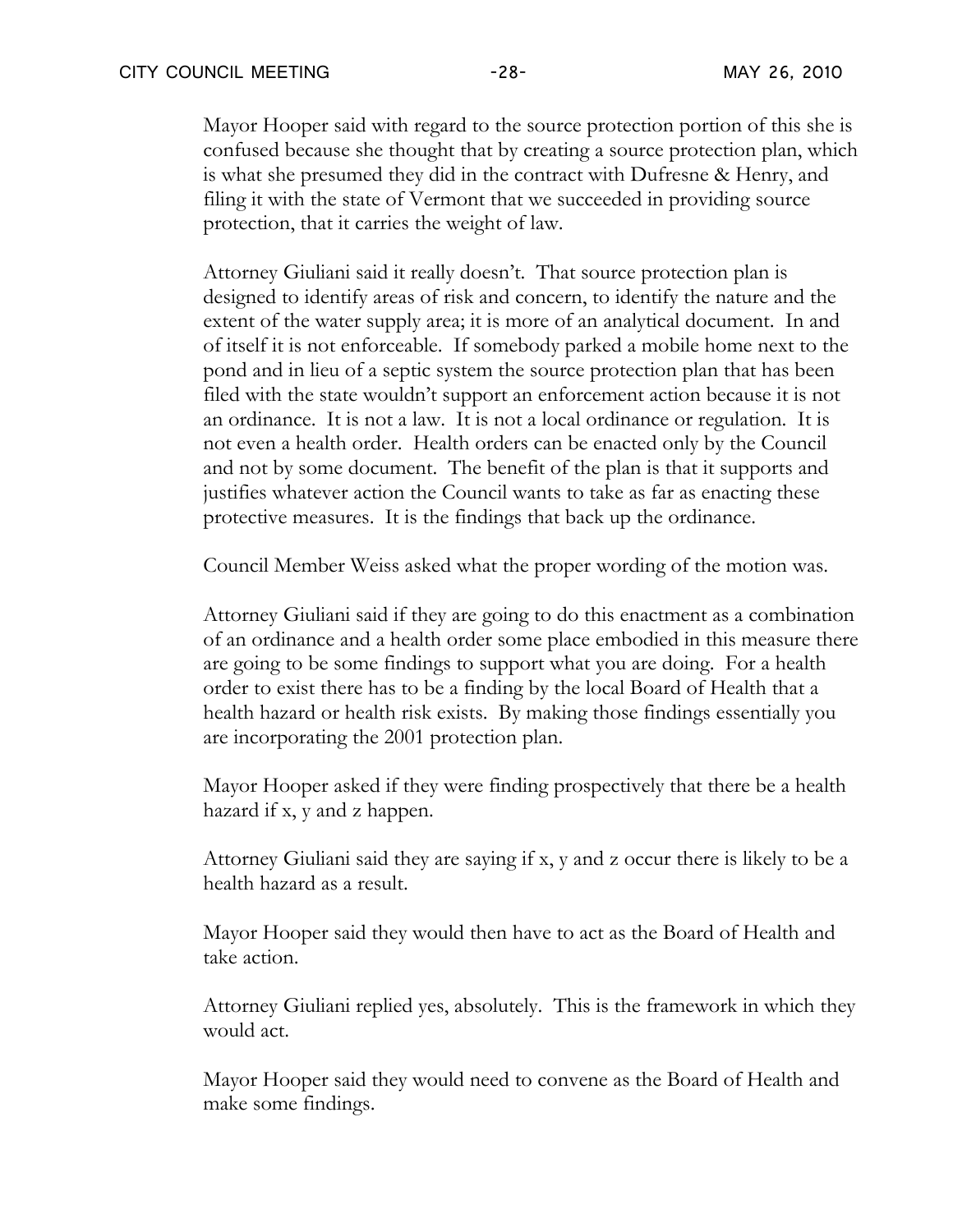Mayor Hooper said with regard to the source protection portion of this she is confused because she thought that by creating a source protection plan, which is what she presumed they did in the contract with Dufresne & Henry, and filing it with the state of Vermont that we succeeded in providing source protection, that it carries the weight of law.

Attorney Giuliani said it really doesn't. That source protection plan is designed to identify areas of risk and concern, to identify the nature and the extent of the water supply area; it is more of an analytical document. In and of itself it is not enforceable. If somebody parked a mobile home next to the pond and in lieu of a septic system the source protection plan that has been filed with the state wouldn't support an enforcement action because it is not an ordinance. It is not a law. It is not a local ordinance or regulation. It is not even a health order. Health orders can be enacted only by the Council and not by some document. The benefit of the plan is that it supports and justifies whatever action the Council wants to take as far as enacting these protective measures. It is the findings that back up the ordinance.

Council Member Weiss asked what the proper wording of the motion was.

Attorney Giuliani said if they are going to do this enactment as a combination of an ordinance and a health order some place embodied in this measure there are going to be some findings to support what you are doing. For a health order to exist there has to be a finding by the local Board of Health that a health hazard or health risk exists. By making those findings essentially you are incorporating the 2001 protection plan.

Mayor Hooper asked if they were finding prospectively that there be a health hazard if x, y and z happen.

Attorney Giuliani said they are saying if x, y and z occur there is likely to be a health hazard as a result.

Mayor Hooper said they would then have to act as the Board of Health and take action.

Attorney Giuliani replied yes, absolutely. This is the framework in which they would act.

Mayor Hooper said they would need to convene as the Board of Health and make some findings.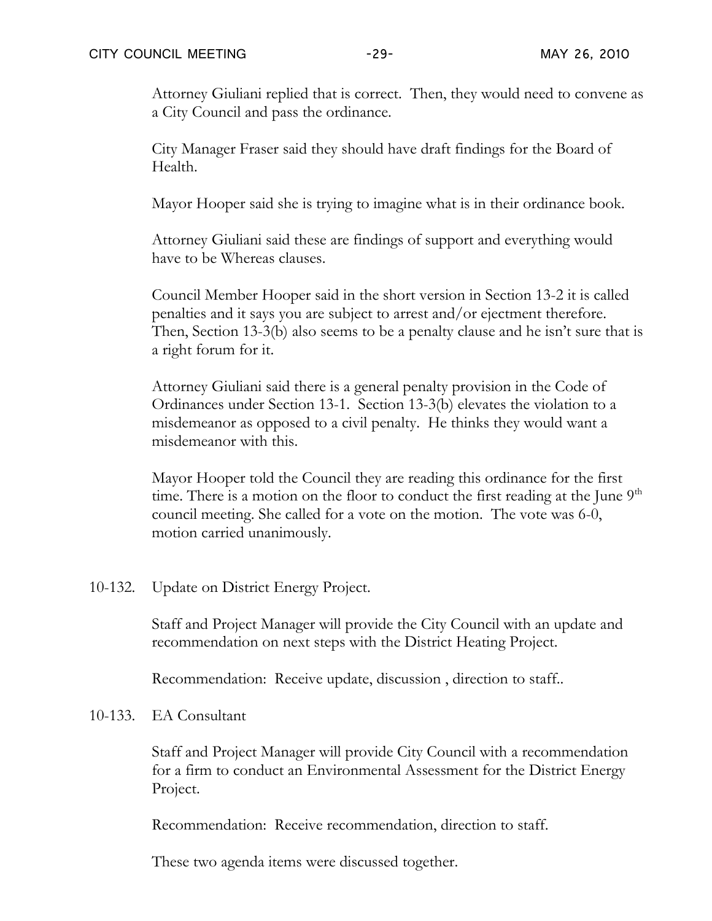Attorney Giuliani replied that is correct. Then, they would need to convene as a City Council and pass the ordinance.

City Manager Fraser said they should have draft findings for the Board of Health.

Mayor Hooper said she is trying to imagine what is in their ordinance book.

Attorney Giuliani said these are findings of support and everything would have to be Whereas clauses.

Council Member Hooper said in the short version in Section 13-2 it is called penalties and it says you are subject to arrest and/or ejectment therefore. Then, Section 13-3(b) also seems to be a penalty clause and he isn't sure that is a right forum for it.

Attorney Giuliani said there is a general penalty provision in the Code of Ordinances under Section 13-1. Section 13-3(b) elevates the violation to a misdemeanor as opposed to a civil penalty. He thinks they would want a misdemeanor with this.

Mayor Hooper told the Council they are reading this ordinance for the first time. There is a motion on the floor to conduct the first reading at the June 9th council meeting. She called for a vote on the motion. The vote was 6-0, motion carried unanimously.

10-132. Update on District Energy Project.

Staff and Project Manager will provide the City Council with an update and recommendation on next steps with the District Heating Project.

Recommendation: Receive update, discussion , direction to staff..

10-133. EA Consultant

Staff and Project Manager will provide City Council with a recommendation for a firm to conduct an Environmental Assessment for the District Energy Project.

Recommendation: Receive recommendation, direction to staff.

These two agenda items were discussed together.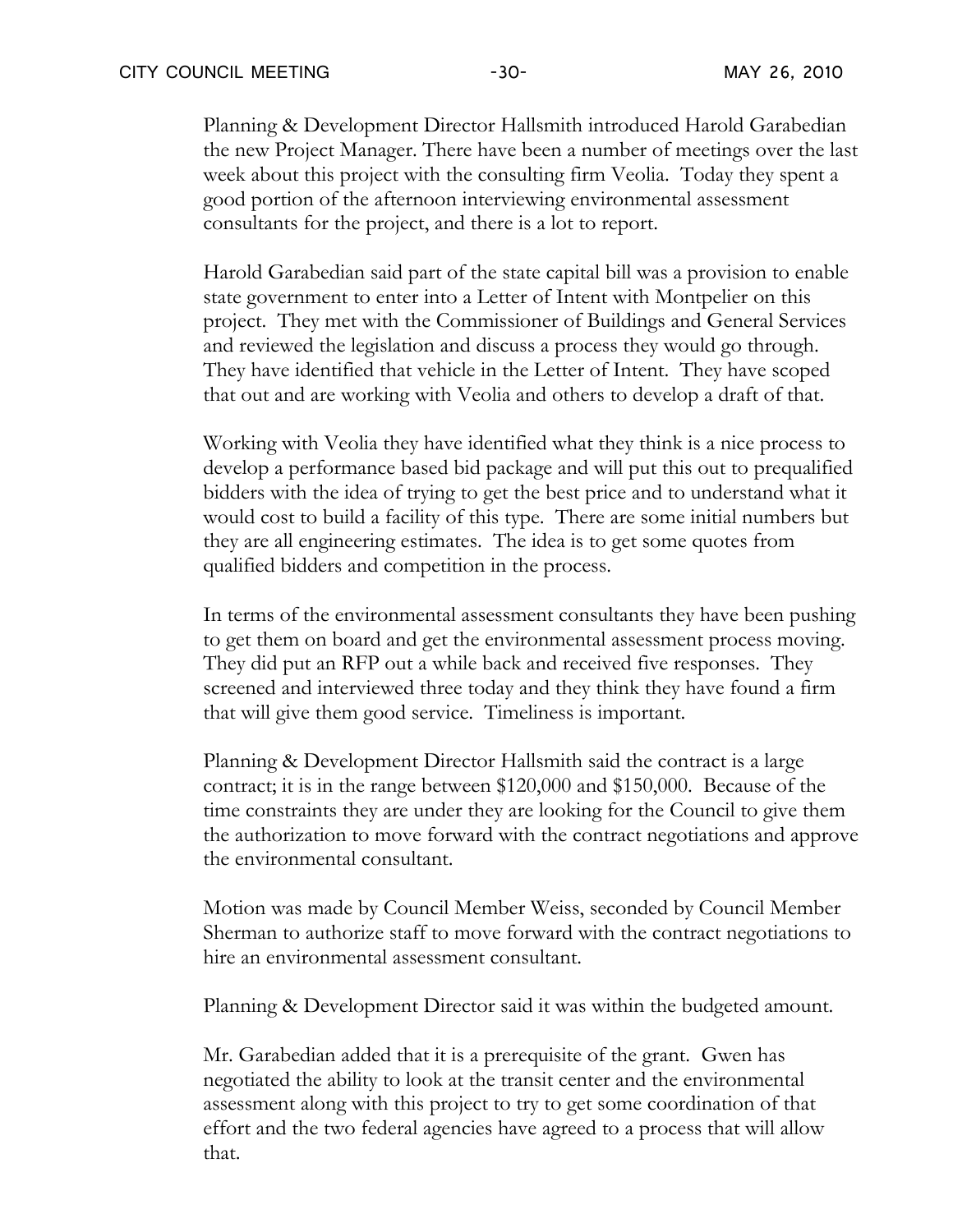Planning & Development Director Hallsmith introduced Harold Garabedian the new Project Manager. There have been a number of meetings over the last week about this project with the consulting firm Veolia. Today they spent a good portion of the afternoon interviewing environmental assessment consultants for the project, and there is a lot to report.

Harold Garabedian said part of the state capital bill was a provision to enable state government to enter into a Letter of Intent with Montpelier on this project. They met with the Commissioner of Buildings and General Services and reviewed the legislation and discuss a process they would go through. They have identified that vehicle in the Letter of Intent. They have scoped that out and are working with Veolia and others to develop a draft of that.

Working with Veolia they have identified what they think is a nice process to develop a performance based bid package and will put this out to prequalified bidders with the idea of trying to get the best price and to understand what it would cost to build a facility of this type. There are some initial numbers but they are all engineering estimates. The idea is to get some quotes from qualified bidders and competition in the process.

In terms of the environmental assessment consultants they have been pushing to get them on board and get the environmental assessment process moving. They did put an RFP out a while back and received five responses. They screened and interviewed three today and they think they have found a firm that will give them good service. Timeliness is important.

Planning & Development Director Hallsmith said the contract is a large contract; it is in the range between $120,000 and $150,000. Because of the time constraints they are under they are looking for the Council to give them the authorization to move forward with the contract negotiations and approve the environmental consultant.

Motion was made by Council Member Weiss, seconded by Council Member Sherman to authorize staff to move forward with the contract negotiations to hire an environmental assessment consultant.

Planning & Development Director said it was within the budgeted amount.

Mr. Garabedian added that it is a prerequisite of the grant. Gwen has negotiated the ability to look at the transit center and the environmental assessment along with this project to try to get some coordination of that effort and the two federal agencies have agreed to a process that will allow that.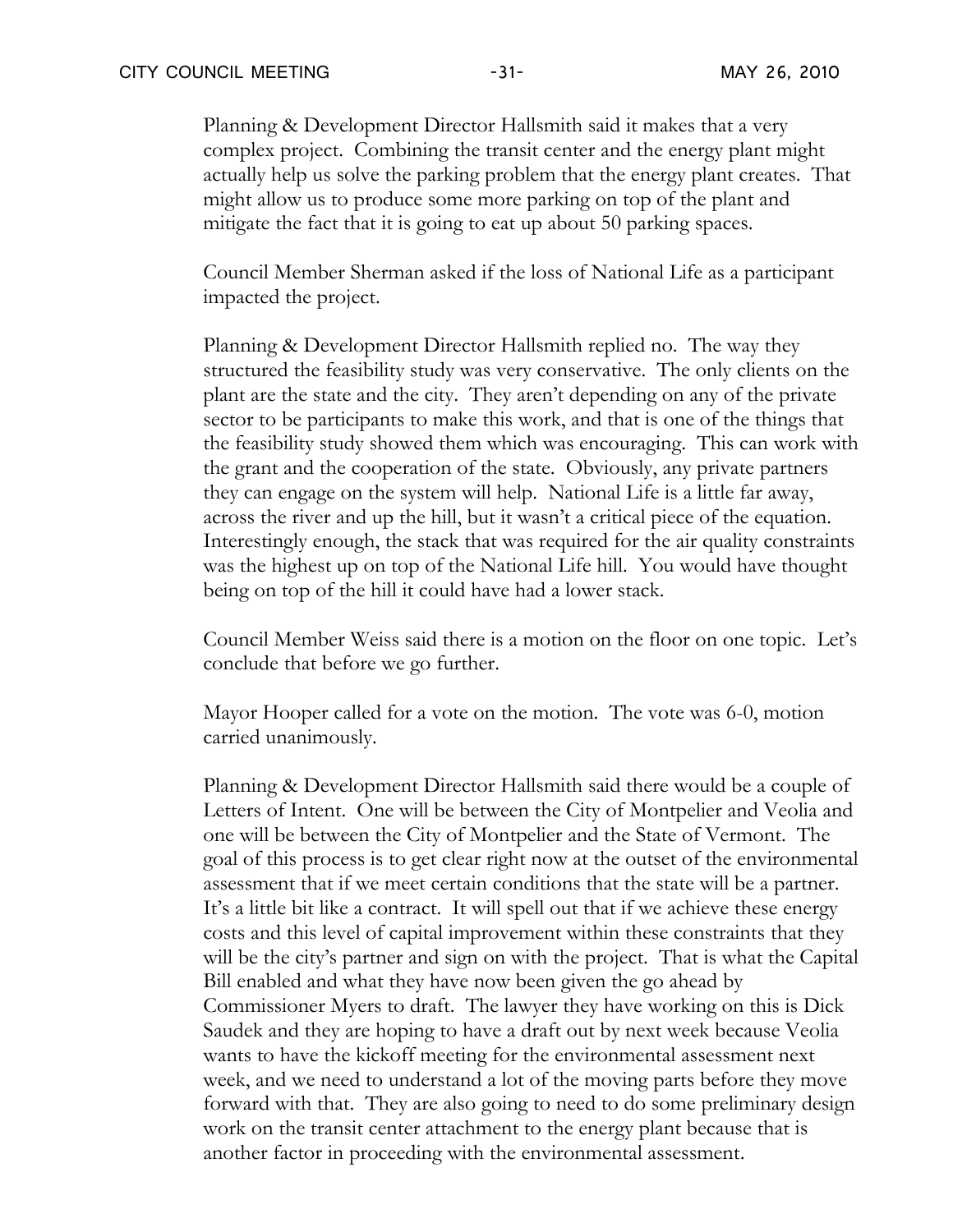Planning & Development Director Hallsmith said it makes that a very complex project. Combining the transit center and the energy plant might actually help us solve the parking problem that the energy plant creates. That might allow us to produce some more parking on top of the plant and mitigate the fact that it is going to eat up about 50 parking spaces.

Council Member Sherman asked if the loss of National Life as a participant impacted the project.

Planning & Development Director Hallsmith replied no. The way they structured the feasibility study was very conservative. The only clients on the plant are the state and the city. They aren't depending on any of the private sector to be participants to make this work, and that is one of the things that the feasibility study showed them which was encouraging. This can work with the grant and the cooperation of the state. Obviously, any private partners they can engage on the system will help. National Life is a little far away, across the river and up the hill, but it wasn't a critical piece of the equation. Interestingly enough, the stack that was required for the air quality constraints was the highest up on top of the National Life hill. You would have thought being on top of the hill it could have had a lower stack.

Council Member Weiss said there is a motion on the floor on one topic. Let's conclude that before we go further.

Mayor Hooper called for a vote on the motion. The vote was 6-0, motion carried unanimously.

Planning & Development Director Hallsmith said there would be a couple of Letters of Intent. One will be between the City of Montpelier and Veolia and one will be between the City of Montpelier and the State of Vermont. The goal of this process is to get clear right now at the outset of the environmental assessment that if we meet certain conditions that the state will be a partner. It's a little bit like a contract. It will spell out that if we achieve these energy costs and this level of capital improvement within these constraints that they will be the city's partner and sign on with the project. That is what the Capital Bill enabled and what they have now been given the go ahead by Commissioner Myers to draft. The lawyer they have working on this is Dick Saudek and they are hoping to have a draft out by next week because Veolia wants to have the kickoff meeting for the environmental assessment next week, and we need to understand a lot of the moving parts before they move forward with that. They are also going to need to do some preliminary design work on the transit center attachment to the energy plant because that is another factor in proceeding with the environmental assessment.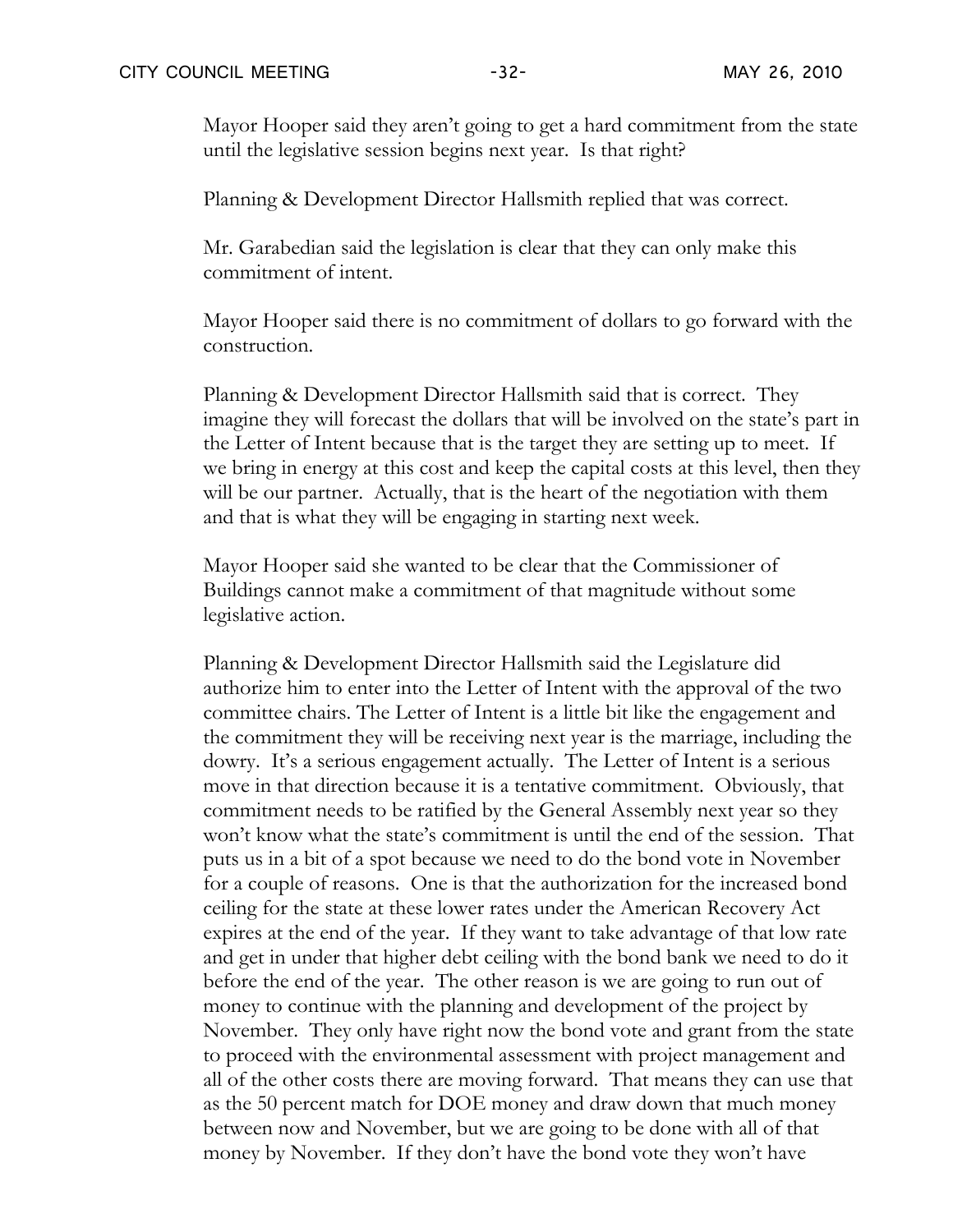Mayor Hooper said they aren't going to get a hard commitment from the state until the legislative session begins next year. Is that right?

Planning & Development Director Hallsmith replied that was correct.

Mr. Garabedian said the legislation is clear that they can only make this commitment of intent.

Mayor Hooper said there is no commitment of dollars to go forward with the construction.

Planning & Development Director Hallsmith said that is correct. They imagine they will forecast the dollars that will be involved on the state's part in the Letter of Intent because that is the target they are setting up to meet. If we bring in energy at this cost and keep the capital costs at this level, then they will be our partner. Actually, that is the heart of the negotiation with them and that is what they will be engaging in starting next week.

Mayor Hooper said she wanted to be clear that the Commissioner of Buildings cannot make a commitment of that magnitude without some legislative action.

Planning & Development Director Hallsmith said the Legislature did authorize him to enter into the Letter of Intent with the approval of the two committee chairs. The Letter of Intent is a little bit like the engagement and the commitment they will be receiving next year is the marriage, including the dowry. It's a serious engagement actually. The Letter of Intent is a serious move in that direction because it is a tentative commitment. Obviously, that commitment needs to be ratified by the General Assembly next year so they won't know what the state's commitment is until the end of the session. That puts us in a bit of a spot because we need to do the bond vote in November for a couple of reasons. One is that the authorization for the increased bond ceiling for the state at these lower rates under the American Recovery Act expires at the end of the year. If they want to take advantage of that low rate and get in under that higher debt ceiling with the bond bank we need to do it before the end of the year. The other reason is we are going to run out of money to continue with the planning and development of the project by November. They only have right now the bond vote and grant from the state to proceed with the environmental assessment with project management and all of the other costs there are moving forward. That means they can use that as the 50 percent match for DOE money and draw down that much money between now and November, but we are going to be done with all of that money by November. If they don't have the bond vote they won't have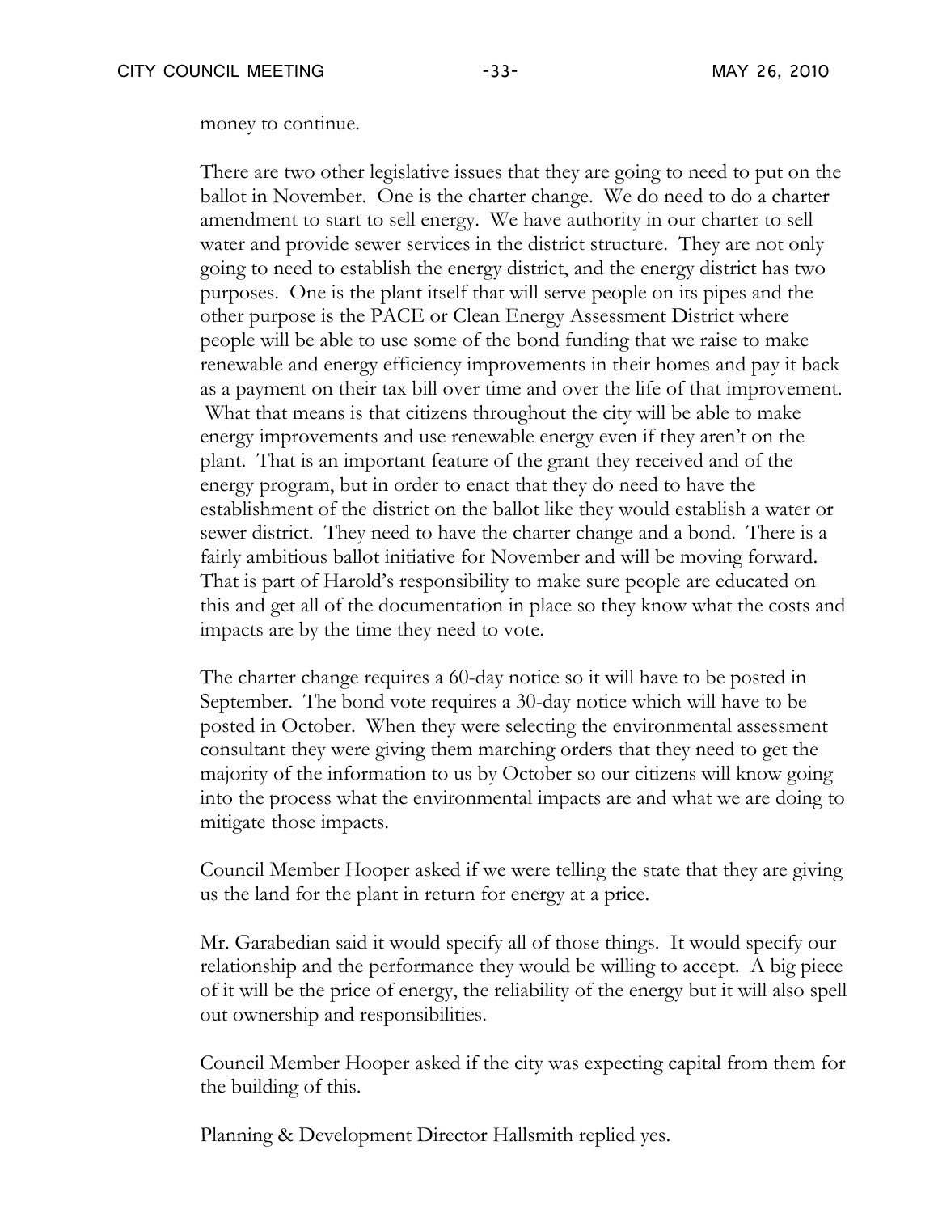money to continue.

There are two other legislative issues that they are going to need to put on the ballot in November. One is the charter change. We do need to do a charter amendment to start to sell energy. We have authority in our charter to sell water and provide sewer services in the district structure. They are not only going to need to establish the energy district, and the energy district has two purposes. One is the plant itself that will serve people on its pipes and the other purpose is the PACE or Clean Energy Assessment District where people will be able to use some of the bond funding that we raise to make renewable and energy efficiency improvements in their homes and pay it back as a payment on their tax bill over time and over the life of that improvement. What that means is that citizens throughout the city will be able to make energy improvements and use renewable energy even if they aren't on the plant. That is an important feature of the grant they received and of the energy program, but in order to enact that they do need to have the establishment of the district on the ballot like they would establish a water or sewer district. They need to have the charter change and a bond. There is a fairly ambitious ballot initiative for November and will be moving forward. That is part of Harold's responsibility to make sure people are educated on this and get all of the documentation in place so they know what the costs and impacts are by the time they need to vote.

The charter change requires a 60-day notice so it will have to be posted in September. The bond vote requires a 30-day notice which will have to be posted in October. When they were selecting the environmental assessment consultant they were giving them marching orders that they need to get the majority of the information to us by October so our citizens will know going into the process what the environmental impacts are and what we are doing to mitigate those impacts.

Council Member Hooper asked if we were telling the state that they are giving us the land for the plant in return for energy at a price.

Mr. Garabedian said it would specify all of those things. It would specify our relationship and the performance they would be willing to accept. A big piece of it will be the price of energy, the reliability of the energy but it will also spell out ownership and responsibilities.

Council Member Hooper asked if the city was expecting capital from them for the building of this.

Planning & Development Director Hallsmith replied yes.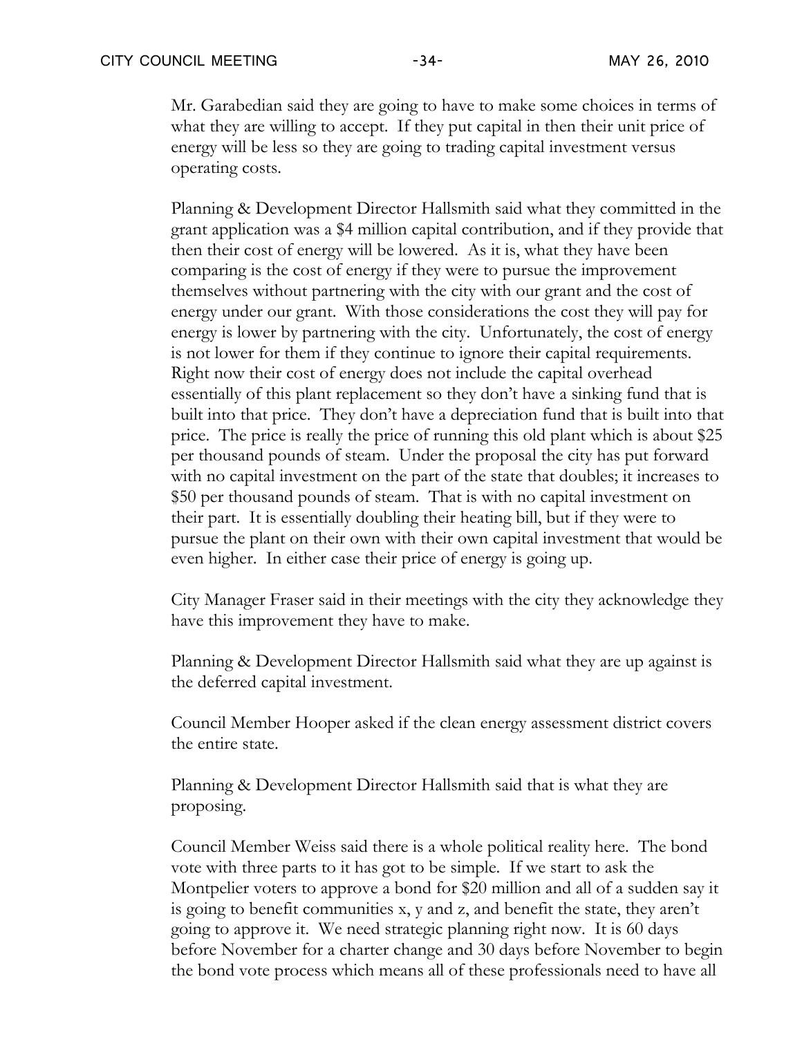Mr. Garabedian said they are going to have to make some choices in terms of what they are willing to accept. If they put capital in then their unit price of energy will be less so they are going to trading capital investment versus operating costs.

Planning & Development Director Hallsmith said what they committed in the grant application was a $4 million capital contribution, and if they provide that then their cost of energy will be lowered. As it is, what they have been comparing is the cost of energy if they were to pursue the improvement themselves without partnering with the city with our grant and the cost of energy under our grant. With those considerations the cost they will pay for energy is lower by partnering with the city. Unfortunately, the cost of energy is not lower for them if they continue to ignore their capital requirements. Right now their cost of energy does not include the capital overhead essentially of this plant replacement so they don't have a sinking fund that is built into that price. They don't have a depreciation fund that is built into that price. The price is really the price of running this old plant which is about $25 per thousand pounds of steam. Under the proposal the city has put forward with no capital investment on the part of the state that doubles; it increases to $50 per thousand pounds of steam. That is with no capital investment on their part. It is essentially doubling their heating bill, but if they were to pursue the plant on their own with their own capital investment that would be even higher. In either case their price of energy is going up.

City Manager Fraser said in their meetings with the city they acknowledge they have this improvement they have to make.

Planning & Development Director Hallsmith said what they are up against is the deferred capital investment.

Council Member Hooper asked if the clean energy assessment district covers the entire state.

Planning & Development Director Hallsmith said that is what they are proposing.

Council Member Weiss said there is a whole political reality here. The bond vote with three parts to it has got to be simple. If we start to ask the Montpelier voters to approve a bond for $20 million and all of a sudden say it is going to benefit communities x, y and z, and benefit the state, they aren't going to approve it. We need strategic planning right now. It is 60 days before November for a charter change and 30 days before November to begin the bond vote process which means all of these professionals need to have all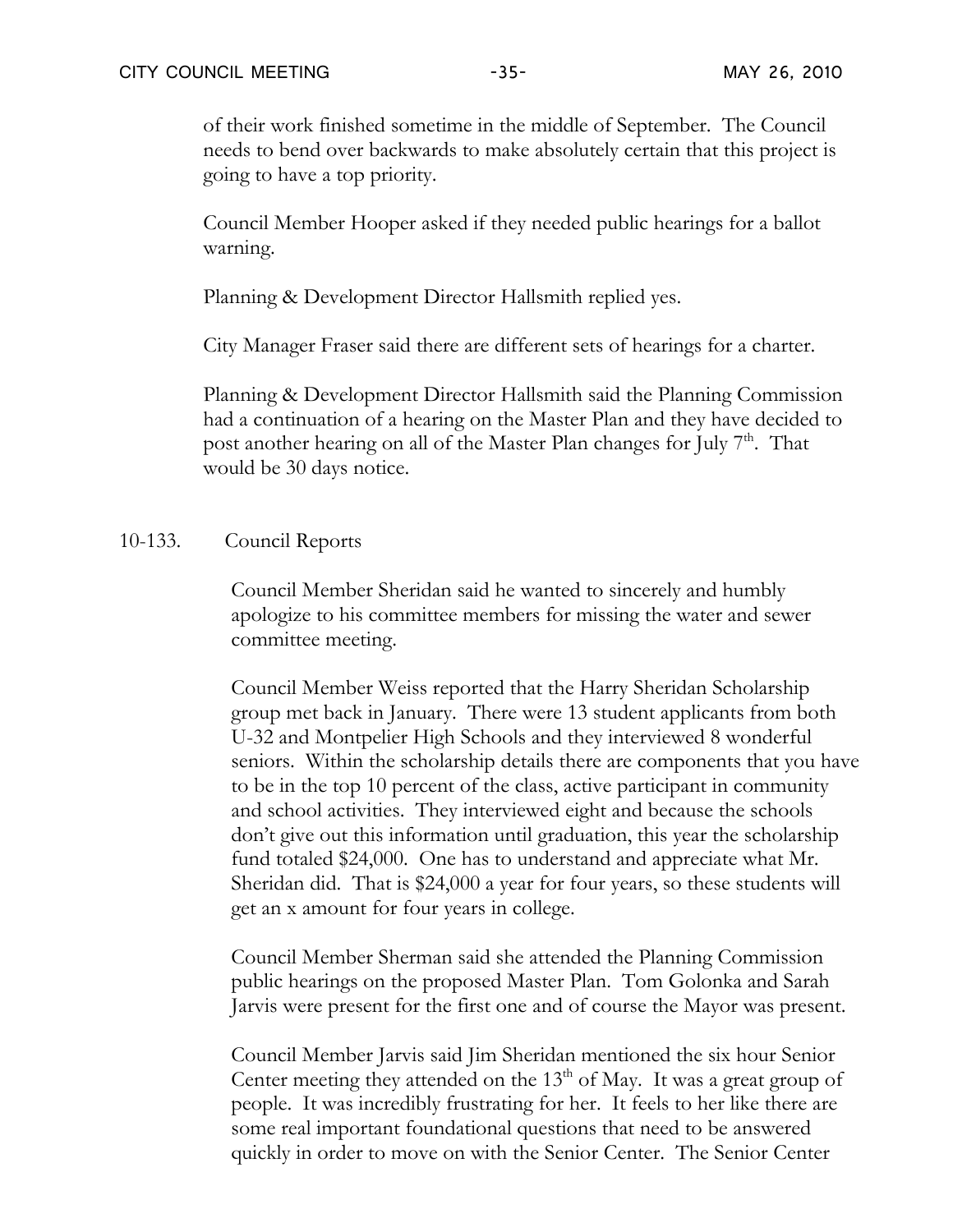of their work finished sometime in the middle of September. The Council needs to bend over backwards to make absolutely certain that this project is going to have a top priority.

Council Member Hooper asked if they needed public hearings for a ballot warning.

Planning & Development Director Hallsmith replied yes.

City Manager Fraser said there are different sets of hearings for a charter.

Planning & Development Director Hallsmith said the Planning Commission had a continuation of a hearing on the Master Plan and they have decided to post another hearing on all of the Master Plan changes for July 7th. That would be 30 days notice.

10-133. Council Reports

Council Member Sheridan said he wanted to sincerely and humbly apologize to his committee members for missing the water and sewer committee meeting.

Council Member Weiss reported that the Harry Sheridan Scholarship group met back in January. There were 13 student applicants from both U-32 and Montpelier High Schools and they interviewed 8 wonderful seniors. Within the scholarship details there are components that you have to be in the top 10 percent of the class, active participant in community and school activities. They interviewed eight and because the schools don't give out this information until graduation, this year the scholarship fund totaled $24,000. One has to understand and appreciate what Mr. Sheridan did. That is $24,000 a year for four years, so these students will get an x amount for four years in college.

Council Member Sherman said she attended the Planning Commission public hearings on the proposed Master Plan. Tom Golonka and Sarah Jarvis were present for the first one and of course the Mayor was present.

Council Member Jarvis said Jim Sheridan mentioned the six hour Senior Center meeting they attended on the 13th of May. It was a great group of people. It was incredibly frustrating for her. It feels to her like there are some real important foundational questions that need to be answered quickly in order to move on with the Senior Center. The Senior Center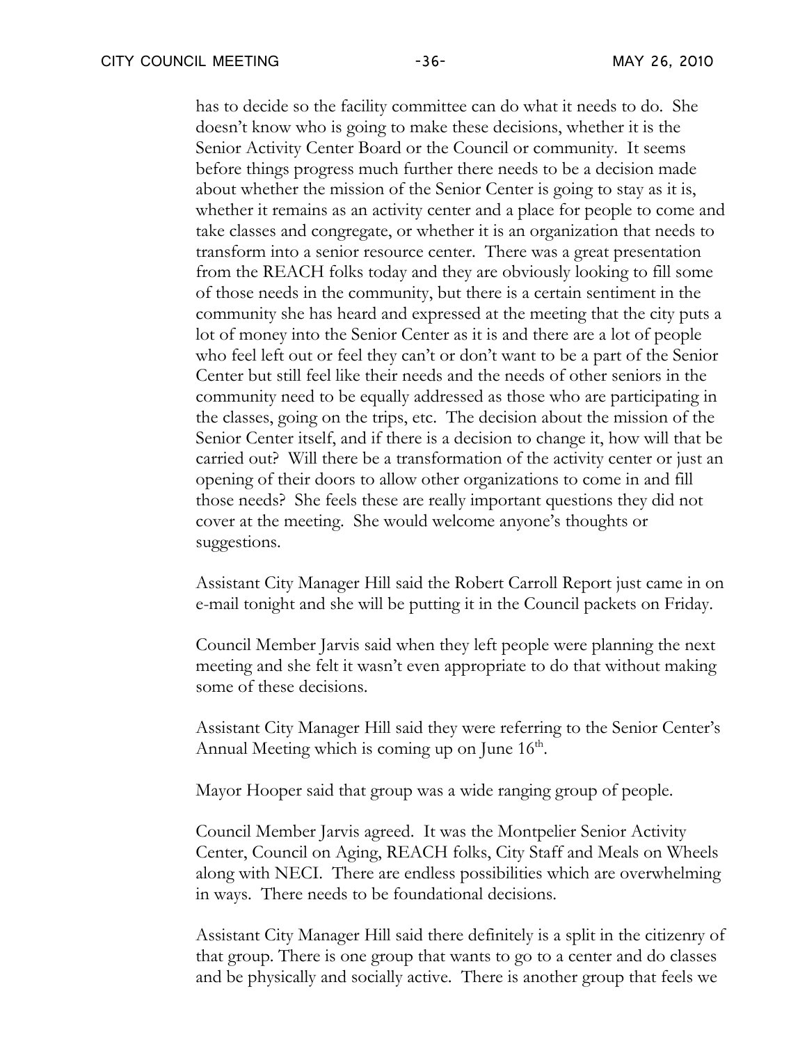has to decide so the facility committee can do what it needs to do. She doesn't know who is going to make these decisions, whether it is the Senior Activity Center Board or the Council or community. It seems before things progress much further there needs to be a decision made about whether the mission of the Senior Center is going to stay as it is, whether it remains as an activity center and a place for people to come and take classes and congregate, or whether it is an organization that needs to transform into a senior resource center. There was a great presentation from the REACH folks today and they are obviously looking to fill some of those needs in the community, but there is a certain sentiment in the community she has heard and expressed at the meeting that the city puts a lot of money into the Senior Center as it is and there are a lot of people who feel left out or feel they can't or don't want to be a part of the Senior Center but still feel like their needs and the needs of other seniors in the community need to be equally addressed as those who are participating in the classes, going on the trips, etc. The decision about the mission of the Senior Center itself, and if there is a decision to change it, how will that be carried out? Will there be a transformation of the activity center or just an opening of their doors to allow other organizations to come in and fill those needs? She feels these are really important questions they did not cover at the meeting. She would welcome anyone's thoughts or suggestions.

Assistant City Manager Hill said the Robert Carroll Report just came in on e-mail tonight and she will be putting it in the Council packets on Friday.

Council Member Jarvis said when they left people were planning the next meeting and she felt it wasn't even appropriate to do that without making some of these decisions.

Assistant City Manager Hill said they were referring to the Senior Center's Annual Meeting which is coming up on June 16th.

Mayor Hooper said that group was a wide ranging group of people.

Council Member Jarvis agreed. It was the Montpelier Senior Activity Center, Council on Aging, REACH folks, City Staff and Meals on Wheels along with NECI. There are endless possibilities which are overwhelming in ways. There needs to be foundational decisions.

Assistant City Manager Hill said there definitely is a split in the citizenry of that group. There is one group that wants to go to a center and do classes and be physically and socially active. There is another group that feels we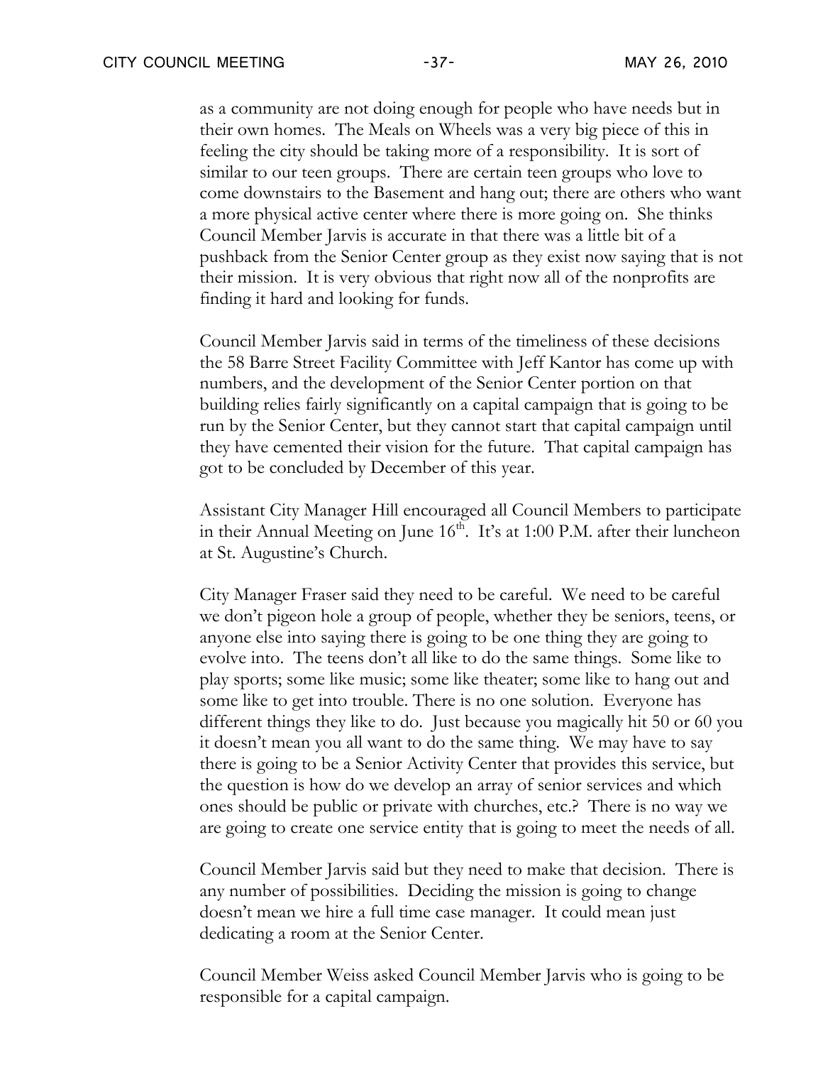as a community are not doing enough for people who have needs but in their own homes. The Meals on Wheels was a very big piece of this in feeling the city should be taking more of a responsibility. It is sort of similar to our teen groups. There are certain teen groups who love to come downstairs to the Basement and hang out; there are others who want a more physical active center where there is more going on. She thinks Council Member Jarvis is accurate in that there was a little bit of a pushback from the Senior Center group as they exist now saying that is not their mission. It is very obvious that right now all of the nonprofits are finding it hard and looking for funds.

Council Member Jarvis said in terms of the timeliness of these decisions the 58 Barre Street Facility Committee with Jeff Kantor has come up with numbers, and the development of the Senior Center portion on that building relies fairly significantly on a capital campaign that is going to be run by the Senior Center, but they cannot start that capital campaign until they have cemented their vision for the future. That capital campaign has got to be concluded by December of this year.

Assistant City Manager Hill encouraged all Council Members to participate in their Annual Meeting on June 16th. It's at 1:00 P.M. after their luncheon at St. Augustine's Church.

City Manager Fraser said they need to be careful. We need to be careful we don't pigeon hole a group of people, whether they be seniors, teens, or anyone else into saying there is going to be one thing they are going to evolve into. The teens don't all like to do the same things. Some like to play sports; some like music; some like theater; some like to hang out and some like to get into trouble. There is no one solution. Everyone has different things they like to do. Just because you magically hit 50 or 60 you it doesn't mean you all want to do the same thing. We may have to say there is going to be a Senior Activity Center that provides this service, but the question is how do we develop an array of senior services and which ones should be public or private with churches, etc.? There is no way we are going to create one service entity that is going to meet the needs of all.

Council Member Jarvis said but they need to make that decision. There is any number of possibilities. Deciding the mission is going to change doesn't mean we hire a full time case manager. It could mean just dedicating a room at the Senior Center.

Council Member Weiss asked Council Member Jarvis who is going to be responsible for a capital campaign.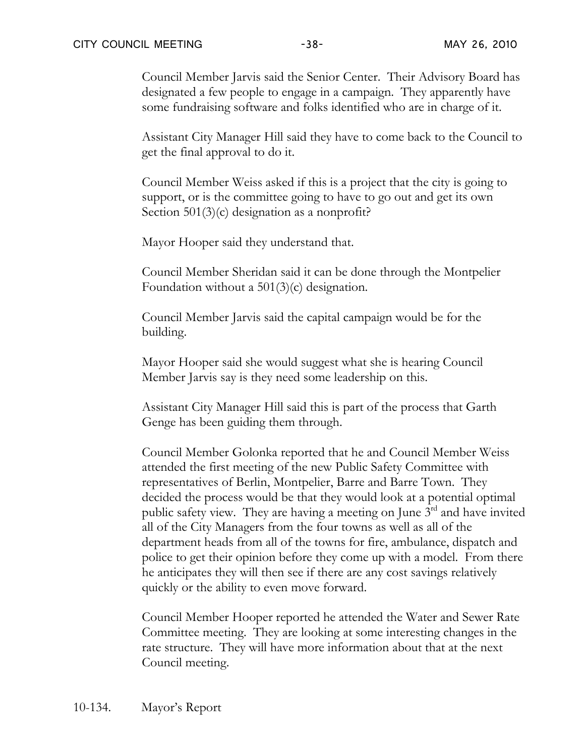Council Member Jarvis said the Senior Center. Their Advisory Board has designated a few people to engage in a campaign. They apparently have some fundraising software and folks identified who are in charge of it.

Assistant City Manager Hill said they have to come back to the Council to get the final approval to do it.

Council Member Weiss asked if this is a project that the city is going to support, or is the committee going to have to go out and get its own Section 501(3)(c) designation as a nonprofit?

Mayor Hooper said they understand that.

Council Member Sheridan said it can be done through the Montpelier Foundation without a 501(3)(c) designation.

Council Member Jarvis said the capital campaign would be for the building.

Mayor Hooper said she would suggest what she is hearing Council Member Jarvis say is they need some leadership on this.

Assistant City Manager Hill said this is part of the process that Garth Genge has been guiding them through.

Council Member Golonka reported that he and Council Member Weiss attended the first meeting of the new Public Safety Committee with representatives of Berlin, Montpelier, Barre and Barre Town. They decided the process would be that they would look at a potential optimal public safety view. They are having a meeting on June 3rd and have invited all of the City Managers from the four towns as well as all of the department heads from all of the towns for fire, ambulance, dispatch and police to get their opinion before they come up with a model. From there he anticipates they will then see if there are any cost savings relatively quickly or the ability to even move forward.

Council Member Hooper reported he attended the Water and Sewer Rate Committee meeting. They are looking at some interesting changes in the rate structure. They will have more information about that at the next Council meeting.

10-134. Mayor's Report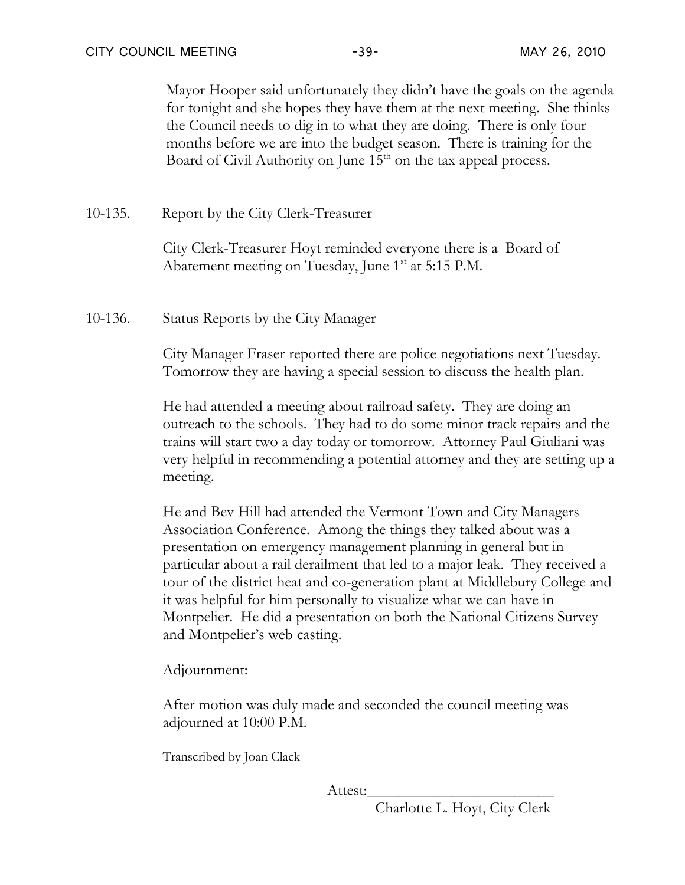Mayor Hooper said unfortunately they didn't have the goals on the agenda for tonight and she hopes they have them at the next meeting. She thinks the Council needs to dig in to what they are doing. There is only four months before we are into the budget season. There is training for the Board of Civil Authority on June 15th on the tax appeal process.

10-135. Report by the City Clerk-Treasurer

City Clerk-Treasurer Hoyt reminded everyone there is a Board of Abatement meeting on Tuesday, June 1st at 5:15 P.M.

10-136. Status Reports by the City Manager

City Manager Fraser reported there are police negotiations next Tuesday. Tomorrow they are having a special session to discuss the health plan.

He had attended a meeting about railroad safety. They are doing an outreach to the schools. They had to do some minor track repairs and the trains will start two a day today or tomorrow. Attorney Paul Giuliani was very helpful in recommending a potential attorney and they are setting up a meeting.

He and Bev Hill had attended the Vermont Town and City Managers Association Conference. Among the things they talked about was a presentation on emergency management planning in general but in particular about a rail derailment that led to a major leak. They received a tour of the district heat and co-generation plant at Middlebury College and it was helpful for him personally to visualize what we can have in Montpelier. He did a presentation on both the National Citizens Survey and Montpelier's web casting.

Adjournment:

After motion was duly made and seconded the council meeting was adjourned at 10:00 P.M.

Transcribed by Joan Clack

Attest:________________________

Charlotte L. Hoyt, City Clerk